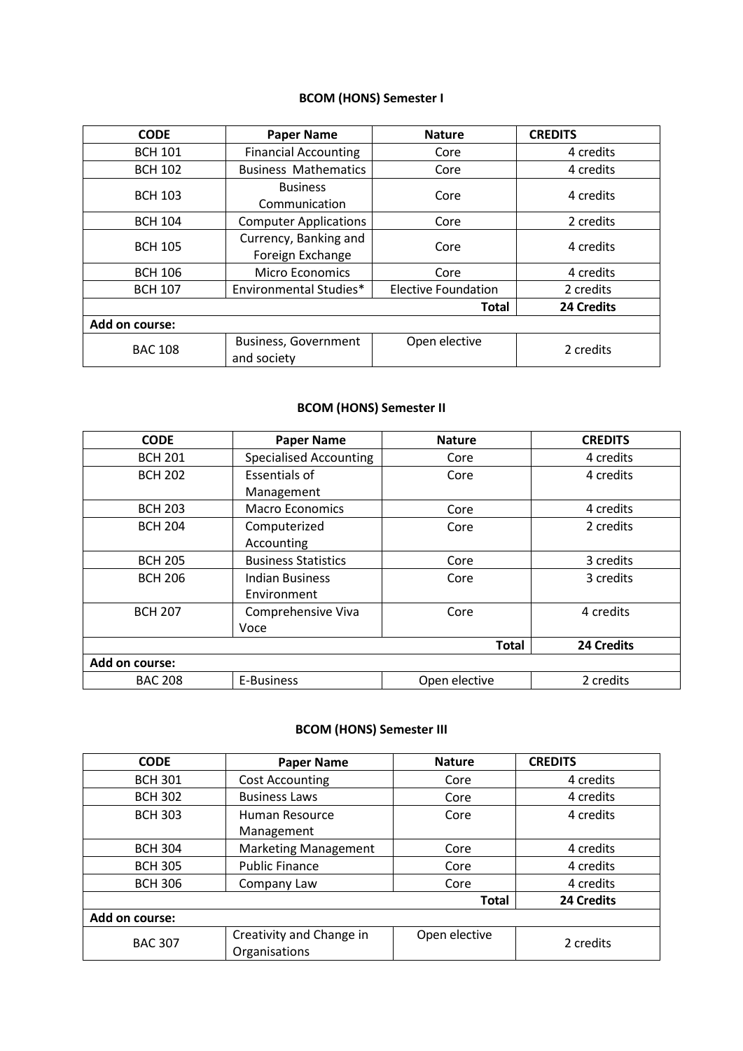### BCOM (HONS) Semester I

| CODE | Paper Name | Nature | CREDITS |
|---|---|---|---|
| BCH 101 | Financial Accounting | Core | 4 credits |
| BCH 102 | Business Mathematics | Core | 4 credits |
| BCH 103 | Business Communication | Core | 4 credits |
| BCH 104 | Computer Applications | Core | 2 credits |
| BCH 105 | Currency, Banking and Foreign Exchange | Core | 4 credits |
| BCH 106 | Micro Economics | Core | 4 credits |
| BCH 107 | Environmental Studies* | Elective Foundation | 2 credits |
| | | **Total** | **24 Credits** |
| **Add on course:** | | | |
| BAC 108 | Business, Government and society | Open elective | 2 credits |

### BCOM (HONS) Semester II

| CODE | Paper Name | Nature | CREDITS |
|---|---|---|---|
| BCH 201 | Specialised Accounting | Core | 4 credits |
| BCH 202 | Essentials of Management | Core | 4 credits |
| BCH 203 | Macro Economics | Core | 4 credits |
| BCH 204 | Computerized Accounting | Core | 2 credits |
| BCH 205 | Business Statistics | Core | 3 credits |
| BCH 206 | Indian Business Environment | Core | 3 credits |
| BCH 207 | Comprehensive Viva Voce | Core | 4 credits |
| | | **Total** | **24 Credits** |
| **Add on course:** | | | |
| BAC 208 | E-Business | Open elective | 2 credits |

### BCOM (HONS) Semester III

| CODE | Paper Name | Nature | CREDITS |
|---|---|---|---|
| BCH 301 | Cost Accounting | Core | 4 credits |
| BCH 302 | Business Laws | Core | 4 credits |
| BCH 303 | Human Resource Management | Core | 4 credits |
| BCH 304 | Marketing Management | Core | 4 credits |
| BCH 305 | Public Finance | Core | 4 credits |
| BCH 306 | Company Law | Core | 4 credits |
| | | **Total** | **24 Credits** |
| **Add on course:** | | | |
| BAC 307 | Creativity and Change in Organisations | Open elective | 2 credits |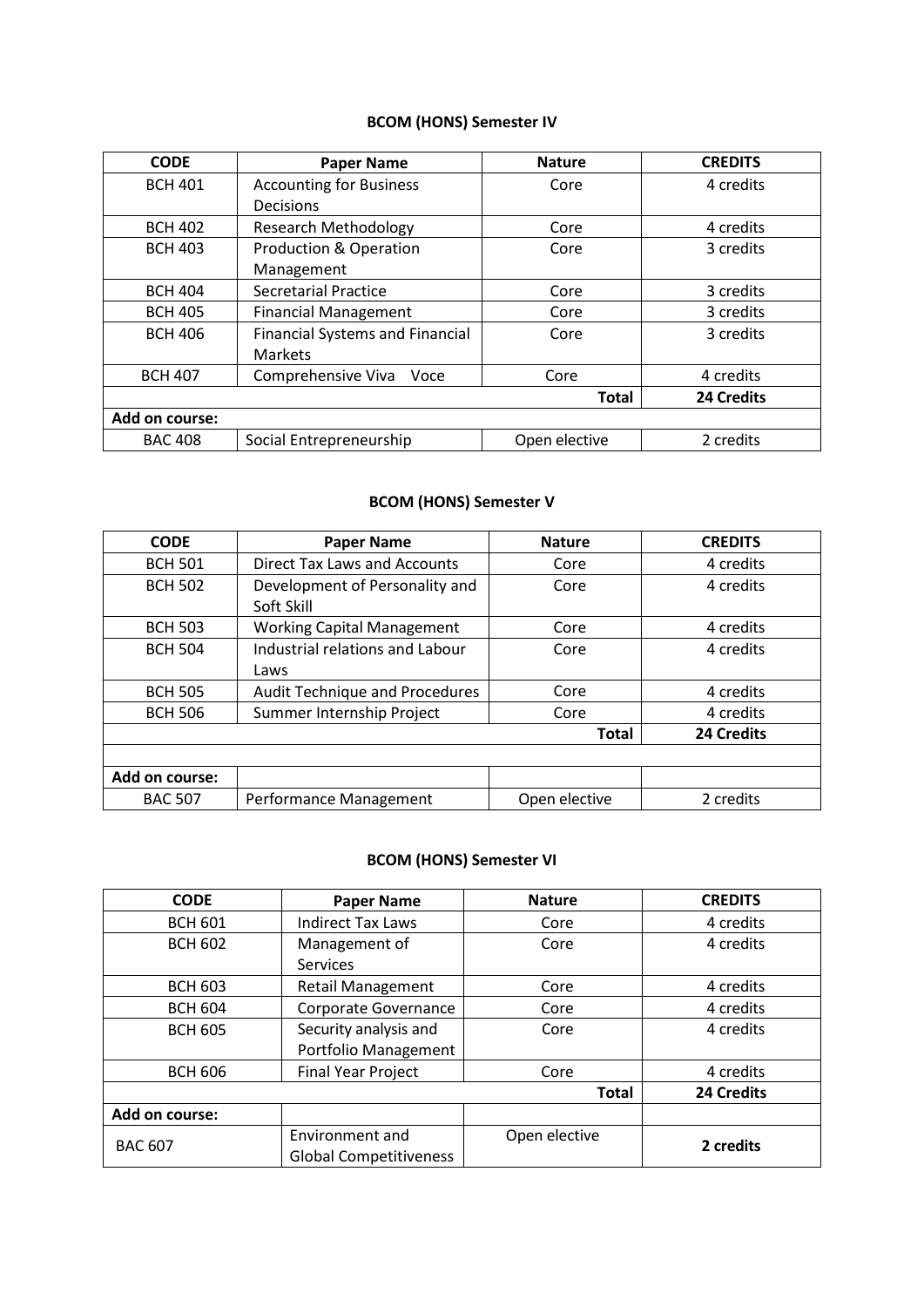**BCOM (HONS) Semester IV**

| CODE | Paper Name | Nature | CREDITS |
|---|---|---|---|
| BCH 401 | Accounting for Business Decisions | Core | 4 credits |
| BCH 402 | Research Methodology | Core | 4 credits |
| BCH 403 | Production & Operation Management | Core | 3 credits |
| BCH 404 | Secretarial Practice | Core | 3 credits |
| BCH 405 | Financial Management | Core | 3 credits |
| BCH 406 | Financial Systems and Financial Markets | Core | 3 credits |
| BCH 407 | Comprehensive Viva Voce | Core | 4 credits |
| | | **Total** | **24 Credits** |
| **Add on course:** | | | |
| BAC 408 | Social Entrepreneurship | Open elective | 2 credits |

**BCOM (HONS) Semester V**

| CODE | Paper Name | Nature | CREDITS |
|---|---|---|---|
| BCH 501 | Direct Tax Laws and Accounts | Core | 4 credits |
| BCH 502 | Development of Personality and Soft Skill | Core | 4 credits |
| BCH 503 | Working Capital Management | Core | 4 credits |
| BCH 504 | Industrial relations and Labour Laws | Core | 4 credits |
| BCH 505 | Audit Technique and Procedures | Core | 4 credits |
| BCH 506 | Summer Internship Project | Core | 4 credits |
| | | **Total** | **24 Credits** |
| | | | |
| **Add on course:** | | | |
| BAC 507 | Performance Management | Open elective | 2 credits |

**BCOM (HONS) Semester VI**

| CODE | Paper Name | Nature | CREDITS |
|---|---|---|---|
| BCH 601 | Indirect Tax Laws | Core | 4 credits |
| BCH 602 | Management of Services | Core | 4 credits |
| BCH 603 | Retail Management | Core | 4 credits |
| BCH 604 | Corporate Governance | Core | 4 credits |
| BCH 605 | Security analysis and Portfolio Management | Core | 4 credits |
| BCH 606 | Final Year Project | Core | 4 credits |
| | | **Total** | **24 Credits** |
| **Add on course:** | | | |
| BAC 607 | Environment and Global Competitiveness | Open elective | **2 credits** |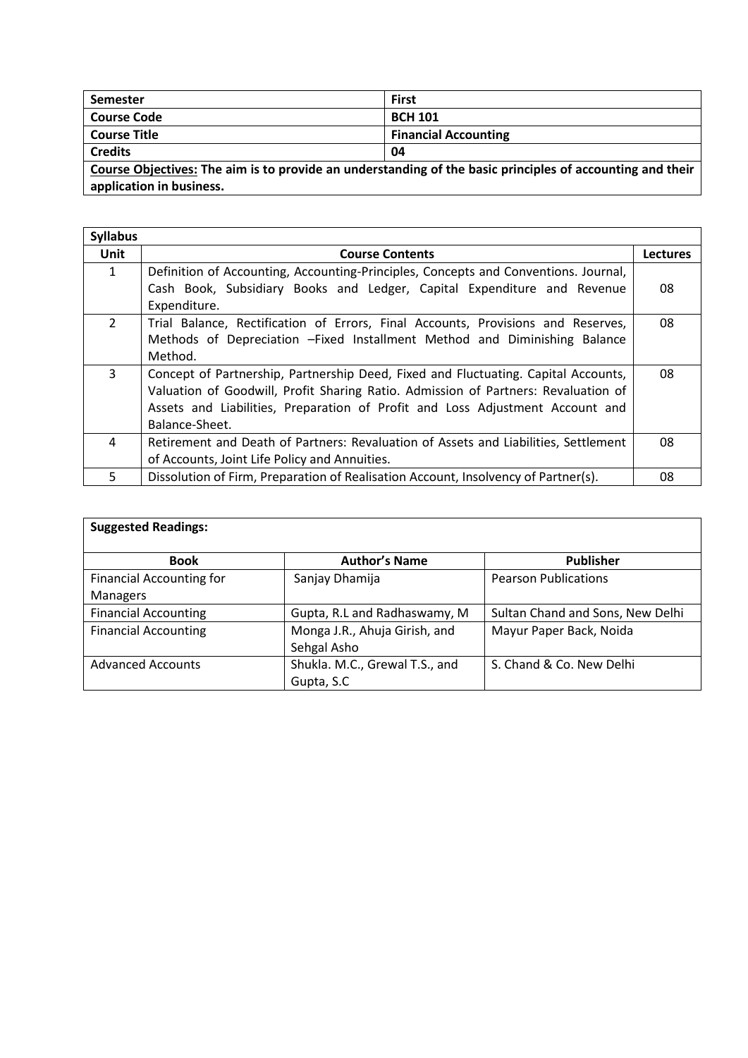| Semester | First |
|---|---|
| Course Code | BCH 101 |
| Course Title | Financial Accounting |
| Credits | 04 |

**Course Objectives: The aim is to provide an understanding of the basic principles of accounting and their application in business.**

| Syllabus | | |
|---|---|---|
| **Unit** | **Course Contents** | **Lectures** |
| 1 | Definition of Accounting, Accounting-Principles, Concepts and Conventions. Journal, Cash Book, Subsidiary Books and Ledger, Capital Expenditure and Revenue Expenditure. | 08 |
| 2 | Trial Balance, Rectification of Errors, Final Accounts, Provisions and Reserves, Methods of Depreciation –Fixed Installment Method and Diminishing Balance Method. | 08 |
| 3 | Concept of Partnership, Partnership Deed, Fixed and Fluctuating. Capital Accounts, Valuation of Goodwill, Profit Sharing Ratio. Admission of Partners: Revaluation of Assets and Liabilities, Preparation of Profit and Loss Adjustment Account and Balance-Sheet. | 08 |
| 4 | Retirement and Death of Partners: Revaluation of Assets and Liabilities, Settlement of Accounts, Joint Life Policy and Annuities. | 08 |
| 5 | Dissolution of Firm, Preparation of Realisation Account, Insolvency of Partner(s). | 08 |

**Suggested Readings:**

| Book | Author's Name | Publisher |
|---|---|---|
| Financial Accounting for Managers | Sanjay Dhamija | Pearson Publications |
| Financial Accounting | Gupta, R.L and Radhaswamy, M | Sultan Chand and Sons, New Delhi |
| Financial Accounting | Monga J.R., Ahuja Girish, and Sehgal Asho | Mayur Paper Back, Noida |
| Advanced Accounts | Shukla. M.C., Grewal T.S., and Gupta, S.C | S. Chand & Co. New Delhi |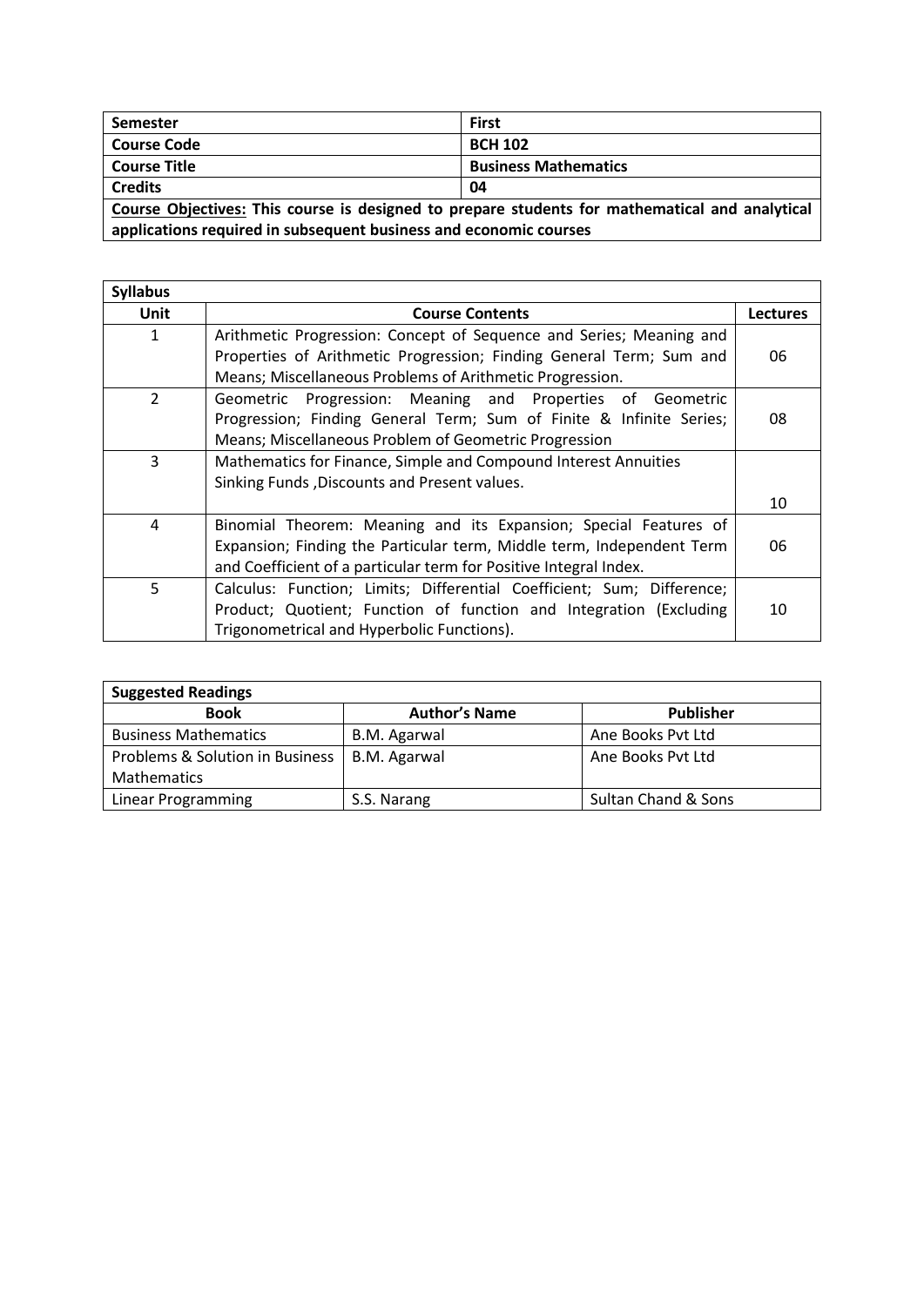| Semester | First |
|---|---|
| Course Code | BCH 102 |
| Course Title | Business Mathematics |
| Credits | 04 |

**Course Objectives: This course is designed to prepare students for mathematical and analytical applications required in subsequent business and economic courses**

**Syllabus**

| Unit | Course Contents | Lectures |
|---|---|---|
| 1 | Arithmetic Progression: Concept of Sequence and Series; Meaning and Properties of Arithmetic Progression; Finding General Term; Sum and Means; Miscellaneous Problems of Arithmetic Progression. | 06 |
| 2 | Geometric Progression: Meaning and Properties of Geometric Progression; Finding General Term; Sum of Finite & Infinite Series; Means; Miscellaneous Problem of Geometric Progression | 08 |
| 3 | Mathematics for Finance, Simple and Compound Interest Annuities Sinking Funds ,Discounts and Present values. | 10 |
| 4 | Binomial Theorem: Meaning and its Expansion; Special Features of Expansion; Finding the Particular term, Middle term, Independent Term and Coefficient of a particular term for Positive Integral Index. | 06 |
| 5 | Calculus: Function; Limits; Differential Coefficient; Sum; Difference; Product; Quotient; Function of function and Integration (Excluding Trigonometrical and Hyperbolic Functions). | 10 |

**Suggested Readings**

| Book | Author's Name | Publisher |
|---|---|---|
| Business Mathematics | B.M. Agarwal | Ane Books Pvt Ltd |
| Problems & Solution in Business Mathematics | B.M. Agarwal | Ane Books Pvt Ltd |
| Linear Programming | S.S. Narang | Sultan Chand & Sons |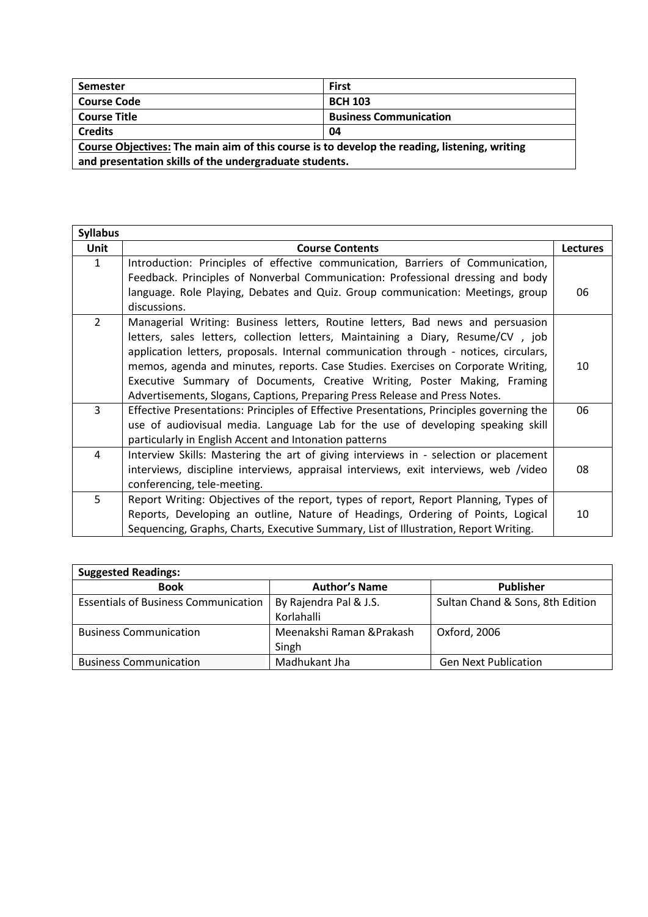| **Semester** | **First** |
|---|---|
| **Course Code** | **BCH 103** |
| **Course Title** | **Business Communication** |
| **Credits** | **04** |
| **Course Objectives: The main aim of this course is to develop the reading, listening, writing and presentation skills of the undergraduate students.** | |

| **Syllabus** | | |
|---|---|---|
| **Unit** | **Course Contents** | **Lectures** |
| 1 | Introduction: Principles of effective communication, Barriers of Communication, Feedback. Principles of Nonverbal Communication: Professional dressing and body language. Role Playing, Debates and Quiz. Group communication: Meetings, group discussions. | 06 |
| 2 | Managerial Writing: Business letters, Routine letters, Bad news and persuasion letters, sales letters, collection letters, Maintaining a Diary, Resume/CV , job application letters, proposals. Internal communication through - notices, circulars, memos, agenda and minutes, reports. Case Studies. Exercises on Corporate Writing, Executive Summary of Documents, Creative Writing, Poster Making, Framing Advertisements, Slogans, Captions, Preparing Press Release and Press Notes. | 10 |
| 3 | Effective Presentations: Principles of Effective Presentations, Principles governing the use of audiovisual media. Language Lab for the use of developing speaking skill particularly in English Accent and Intonation patterns | 06 |
| 4 | Interview Skills: Mastering the art of giving interviews in - selection or placement interviews, discipline interviews, appraisal interviews, exit interviews, web /video conferencing, tele-meeting. | 08 |
| 5 | Report Writing: Objectives of the report, types of report, Report Planning, Types of Reports, Developing an outline, Nature of Headings, Ordering of Points, Logical Sequencing, Graphs, Charts, Executive Summary, List of Illustration, Report Writing. | 10 |

| **Suggested Readings:** | | |
|---|---|---|
| **Book** | **Author's Name** | **Publisher** |
| Essentials of Business Communication | By Rajendra Pal & J.S. Korlahalli | Sultan Chand & Sons, 8th Edition |
| Business Communication | Meenakshi Raman &Prakash Singh | Oxford, 2006 |
| Business Communication | Madhukant Jha | Gen Next Publication |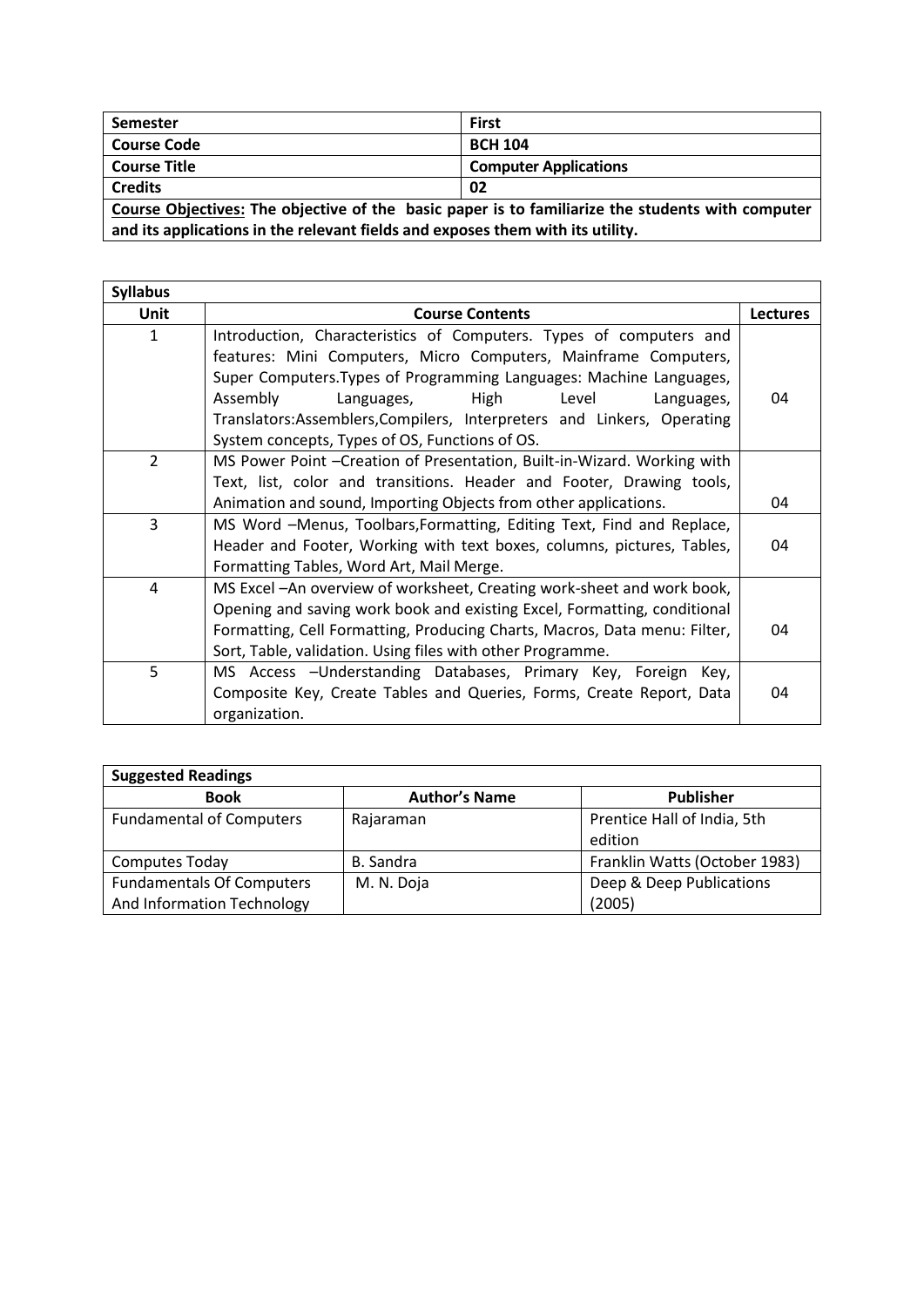| Semester | First |
|---|---|
| Course Code | BCH 104 |
| Course Title | Computer Applications |
| Credits | 02 |

**Course Objectives: The objective of the basic paper is to familiarize the students with computer and its applications in the relevant fields and exposes them with its utility.**

| Syllabus | | |
|---|---|---|
| **Unit** | **Course Contents** | **Lectures** |
| 1 | Introduction, Characteristics of Computers. Types of computers and features: Mini Computers, Micro Computers, Mainframe Computers, Super Computers.Types of Programming Languages: Machine Languages, Assembly Languages, High Level Languages, Translators:Assemblers,Compilers, Interpreters and Linkers, Operating System concepts, Types of OS, Functions of OS. | 04 |
| 2 | MS Power Point –Creation of Presentation, Built-in-Wizard. Working with Text, list, color and transitions. Header and Footer, Drawing tools, Animation and sound, Importing Objects from other applications. | 04 |
| 3 | MS Word –Menus, Toolbars,Formatting, Editing Text, Find and Replace, Header and Footer, Working with text boxes, columns, pictures, Tables, Formatting Tables, Word Art, Mail Merge. | 04 |
| 4 | MS Excel –An overview of worksheet, Creating work-sheet and work book, Opening and saving work book and existing Excel, Formatting, conditional Formatting, Cell Formatting, Producing Charts, Macros, Data menu: Filter, Sort, Table, validation. Using files with other Programme. | 04 |
| 5 | MS Access –Understanding Databases, Primary Key, Foreign Key, Composite Key, Create Tables and Queries, Forms, Create Report, Data organization. | 04 |

| Suggested Readings | | |
|---|---|---|
| **Book** | **Author's Name** | **Publisher** |
| Fundamental of Computers | Rajaraman | Prentice Hall of India, 5th edition |
| Computes Today | B. Sandra | Franklin Watts (October 1983) |
| Fundamentals Of Computers And Information Technology | M. N. Doja | Deep & Deep Publications (2005) |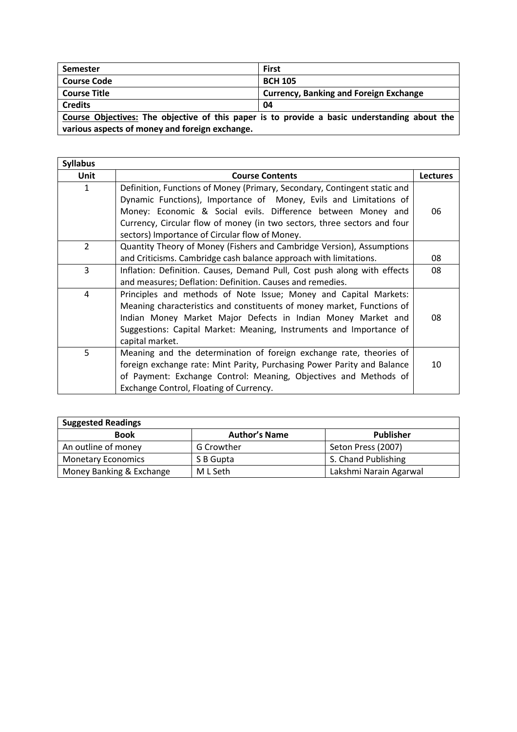| Semester | First |
|---|---|
| Course Code | BCH 105 |
| Course Title | Currency, Banking and Foreign Exchange |
| Credits | 04 |

**Course Objectives:** The objective of this paper is to provide a basic understanding about the various aspects of money and foreign exchange.

**Syllabus**

| Unit | Course Contents | Lectures |
|---|---|---|
| 1 | Definition, Functions of Money (Primary, Secondary, Contingent static and Dynamic Functions), Importance of Money, Evils and Limitations of Money: Economic & Social evils. Difference between Money and Currency, Circular flow of money (in two sectors, three sectors and four sectors) Importance of Circular flow of Money. | 06 |
| 2 | Quantity Theory of Money (Fishers and Cambridge Version), Assumptions and Criticisms. Cambridge cash balance approach with limitations. | 08 |
| 3 | Inflation: Definition. Causes, Demand Pull, Cost push along with effects and measures; Deflation: Definition. Causes and remedies. | 08 |
| 4 | Principles and methods of Note Issue; Money and Capital Markets: Meaning characteristics and constituents of money market, Functions of Indian Money Market Major Defects in Indian Money Market and Suggestions: Capital Market: Meaning, Instruments and Importance of capital market. | 08 |
| 5 | Meaning and the determination of foreign exchange rate, theories of foreign exchange rate: Mint Parity, Purchasing Power Parity and Balance of Payment: Exchange Control: Meaning, Objectives and Methods of Exchange Control, Floating of Currency. | 10 |

**Suggested Readings**

| Book | Author's Name | Publisher |
|---|---|---|
| An outline of money | G Crowther | Seton Press (2007) |
| Monetary Economics | S B Gupta | S. Chand Publishing |
| Money Banking & Exchange | M L Seth | Lakshmi Narain Agarwal |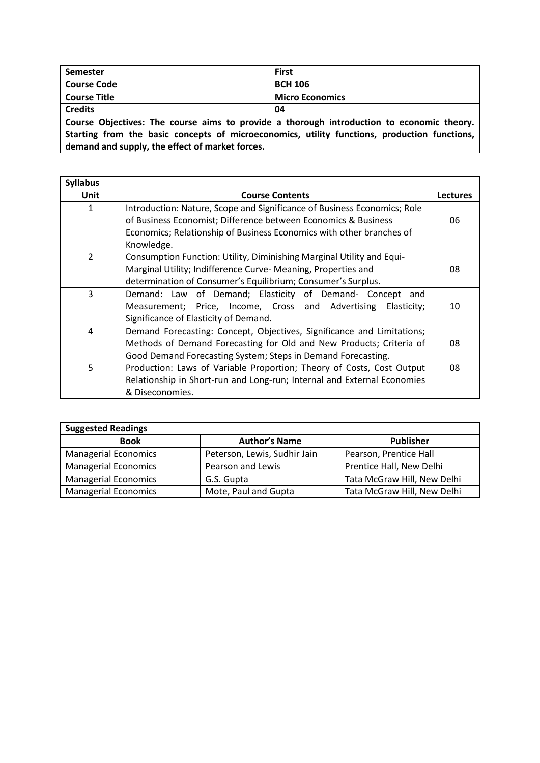| **Semester** | **First** |
|---|---|
| **Course Code** | **BCH 106** |
| **Course Title** | **Micro Economics** |
| **Credits** | **04** |

**Course Objectives: The course aims to provide a thorough introduction to economic theory. Starting from the basic concepts of microeconomics, utility functions, production functions, demand and supply, the effect of market forces.**

| **Syllabus** | | |
|---|---|---|
| **Unit** | **Course Contents** | **Lectures** |
| 1 | Introduction: Nature, Scope and Significance of Business Economics; Role of Business Economist; Difference between Economics & Business Economics; Relationship of Business Economics with other branches of Knowledge. | 06 |
| 2 | Consumption Function: Utility, Diminishing Marginal Utility and Equi-Marginal Utility; Indifference Curve- Meaning, Properties and determination of Consumer's Equilibrium; Consumer's Surplus. | 08 |
| 3 | Demand: Law of Demand; Elasticity of Demand- Concept and Measurement; Price, Income, Cross and Advertising Elasticity; Significance of Elasticity of Demand. | 10 |
| 4 | Demand Forecasting: Concept, Objectives, Significance and Limitations; Methods of Demand Forecasting for Old and New Products; Criteria of Good Demand Forecasting System; Steps in Demand Forecasting. | 08 |
| 5 | Production: Laws of Variable Proportion; Theory of Costs, Cost Output Relationship in Short-run and Long-run; Internal and External Economies & Diseconomies. | 08 |

| **Suggested Readings** | | |
|---|---|---|
| **Book** | **Author's Name** | **Publisher** |
| Managerial Economics | Peterson, Lewis, Sudhir Jain | Pearson, Prentice Hall |
| Managerial Economics | Pearson and Lewis | Prentice Hall, New Delhi |
| Managerial Economics | G.S. Gupta | Tata McGraw Hill, New Delhi |
| Managerial Economics | Mote, Paul and Gupta | Tata McGraw Hill, New Delhi |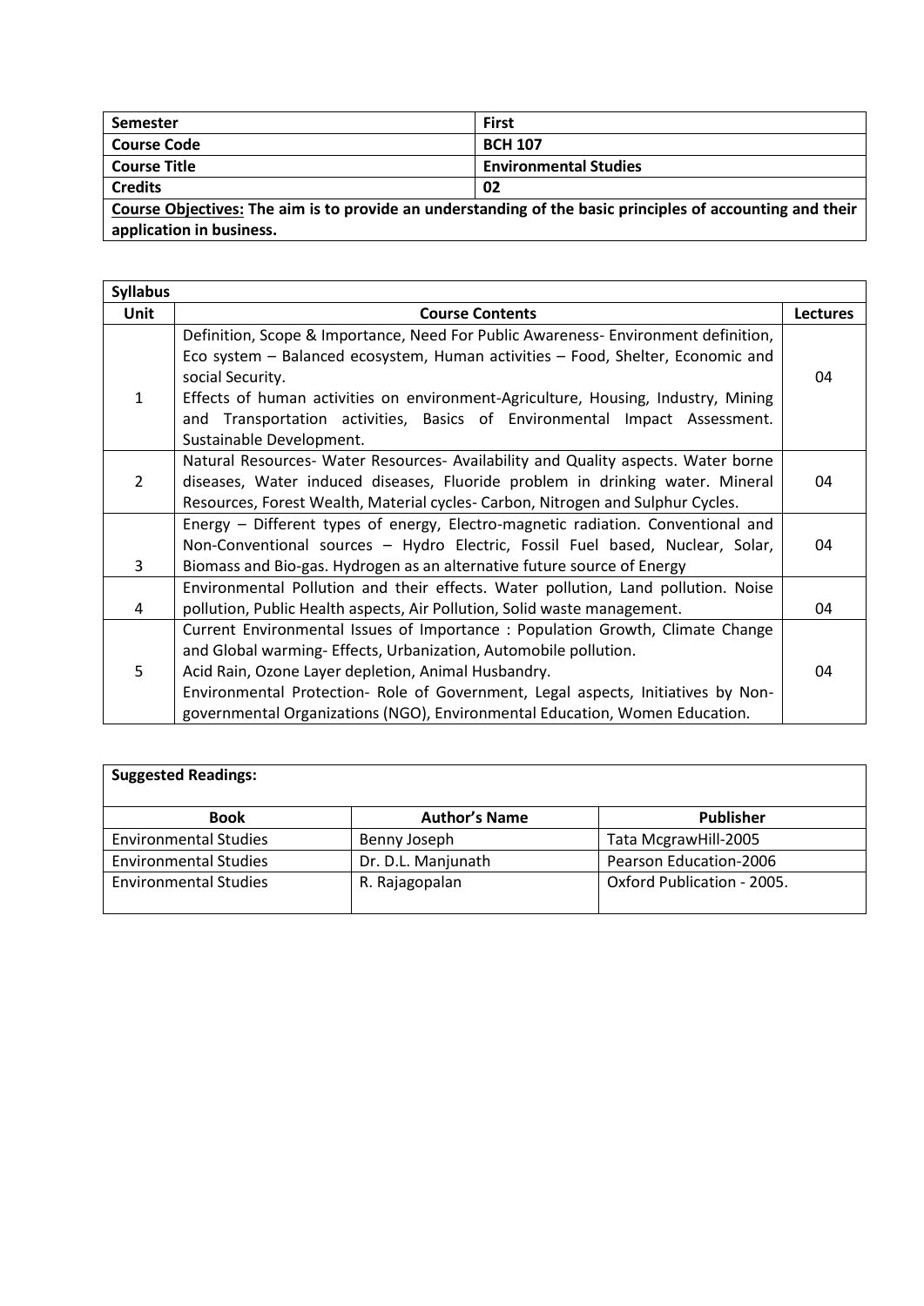| Semester | First |
|---|---|
| Course Code | BCH 107 |
| Course Title | Environmental Studies |
| Credits | 02 |

**Course Objectives: The aim is to provide an understanding of the basic principles of accounting and their application in business.**

| Syllabus | | |
|---|---|---|
| **Unit** | **Course Contents** | **Lectures** |
| 1 | Definition, Scope & Importance, Need For Public Awareness- Environment definition, Eco system – Balanced ecosystem, Human activities – Food, Shelter, Economic and social Security.<br>Effects of human activities on environment-Agriculture, Housing, Industry, Mining and Transportation activities, Basics of Environmental Impact Assessment. Sustainable Development. | 04 |
| 2 | Natural Resources- Water Resources- Availability and Quality aspects. Water borne diseases, Water induced diseases, Fluoride problem in drinking water. Mineral Resources, Forest Wealth, Material cycles- Carbon, Nitrogen and Sulphur Cycles. | 04 |
| 3 | Energy – Different types of energy, Electro-magnetic radiation. Conventional and Non-Conventional sources – Hydro Electric, Fossil Fuel based, Nuclear, Solar, Biomass and Bio-gas. Hydrogen as an alternative future source of Energy | 04 |
| 4 | Environmental Pollution and their effects. Water pollution, Land pollution. Noise pollution, Public Health aspects, Air Pollution, Solid waste management. | 04 |
| 5 | Current Environmental Issues of Importance : Population Growth, Climate Change and Global warming- Effects, Urbanization, Automobile pollution.<br>Acid Rain, Ozone Layer depletion, Animal Husbandry.<br>Environmental Protection- Role of Government, Legal aspects, Initiatives by Non-governmental Organizations (NGO), Environmental Education, Women Education. | 04 |

**Suggested Readings:**

| Book | Author's Name | Publisher |
|---|---|---|
| Environmental Studies | Benny Joseph | Tata McgrawHill-2005 |
| Environmental Studies | Dr. D.L. Manjunath | Pearson Education-2006 |
| Environmental Studies | R. Rajagopalan | Oxford Publication - 2005. |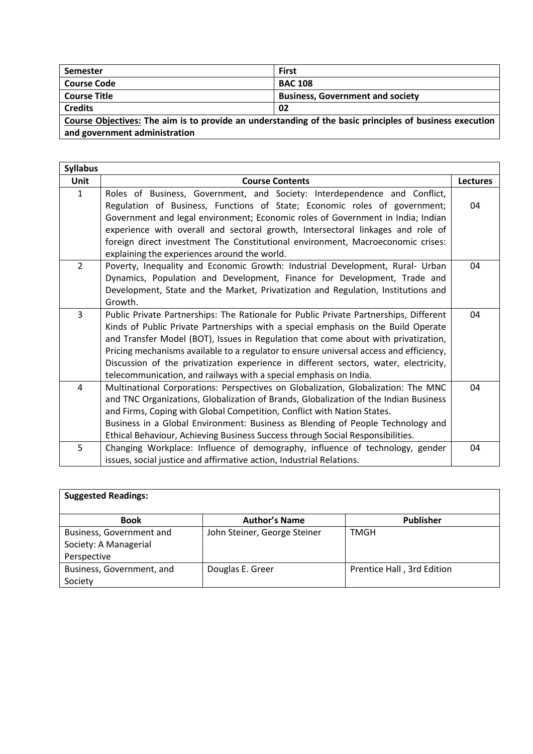| **Semester** | **First** |
|---|---|
| **Course Code** | **BAC 108** |
| **Course Title** | **Business, Government and society** |
| **Credits** | **02** |
| **<u>Course Objectives:</u> The aim is to provide an understanding of the basic principles of business execution and government administration** | |

| **Syllabus** | | |
|---|---|---|
| **Unit** | **Course Contents** | **Lectures** |
| 1 | Roles of Business, Government, and Society: Interdependence and Conflict, Regulation of Business, Functions of State; Economic roles of government; Government and legal environment; Economic roles of Government in India; Indian experience with overall and sectoral growth, Intersectoral linkages and role of foreign direct investment The Constitutional environment, Macroeconomic crises: explaining the experiences around the world. | 04 |
| 2 | Poverty, Inequality and Economic Growth: Industrial Development, Rural- Urban Dynamics, Population and Development, Finance for Development, Trade and Development, State and the Market, Privatization and Regulation, Institutions and Growth. | 04 |
| 3 | Public Private Partnerships: The Rationale for Public Private Partnerships, Different Kinds of Public Private Partnerships with a special emphasis on the Build Operate and Transfer Model (BOT), Issues in Regulation that come about with privatization, Pricing mechanisms available to a regulator to ensure universal access and efficiency, Discussion of the privatization experience in different sectors, water, electricity, telecommunication, and railways with a special emphasis on India. | 04 |
| 4 | Multinational Corporations: Perspectives on Globalization, Globalization: The MNC and TNC Organizations, Globalization of Brands, Globalization of the Indian Business and Firms, Coping with Global Competition, Conflict with Nation States. Business in a Global Environment: Business as Blending of People Technology and Ethical Behaviour, Achieving Business Success through Social Responsibilities. | 04 |
| 5 | Changing Workplace: Influence of demography, influence of technology, gender issues, social justice and affirmative action, Industrial Relations. | 04 |

| **Suggested Readings:** | | |
|---|---|---|
| **Book** | **Author's Name** | **Publisher** |
| Business, Government and Society: A Managerial Perspective | John Steiner, George Steiner | TMGH |
| Business, Government, and Society | Douglas E. Greer | Prentice Hall , 3rd Edition |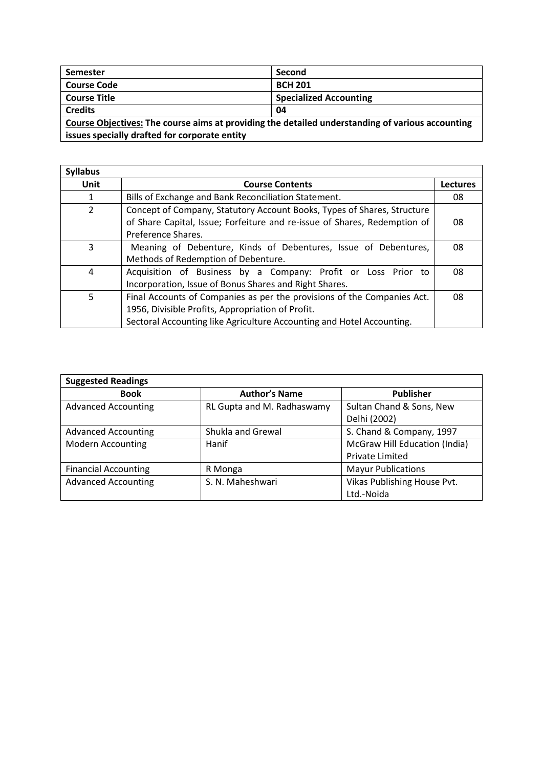| Semester | Second |
|---|---|
| Course Code | BCH 201 |
| Course Title | Specialized Accounting |
| Credits | 04 |
| **Course Objectives:** The course aims at providing the detailed understanding of various accounting issues specially drafted for corporate entity | |

| Syllabus | | |
|---|---|---|
| **Unit** | **Course Contents** | **Lectures** |
| 1 | Bills of Exchange and Bank Reconciliation Statement. | 08 |
| 2 | Concept of Company, Statutory Account Books, Types of Shares, Structure of Share Capital, Issue; Forfeiture and re-issue of Shares, Redemption of Preference Shares. | 08 |
| 3 | Meaning of Debenture, Kinds of Debentures, Issue of Debentures, Methods of Redemption of Debenture. | 08 |
| 4 | Acquisition of Business by a Company: Profit or Loss Prior to Incorporation, Issue of Bonus Shares and Right Shares. | 08 |
| 5 | Final Accounts of Companies as per the provisions of the Companies Act. 1956, Divisible Profits, Appropriation of Profit. Sectoral Accounting like Agriculture Accounting and Hotel Accounting. | 08 |

| Suggested Readings | | |
|---|---|---|
| **Book** | **Author's Name** | **Publisher** |
| Advanced Accounting | RL Gupta and M. Radhaswamy | Sultan Chand & Sons, New Delhi (2002) |
| Advanced Accounting | Shukla and Grewal | S. Chand & Company, 1997 |
| Modern Accounting | Hanif | McGraw Hill Education (India) Private Limited |
| Financial Accounting | R Monga | Mayur Publications |
| Advanced Accounting | S. N. Maheshwari | Vikas Publishing House Pvt. Ltd.-Noida |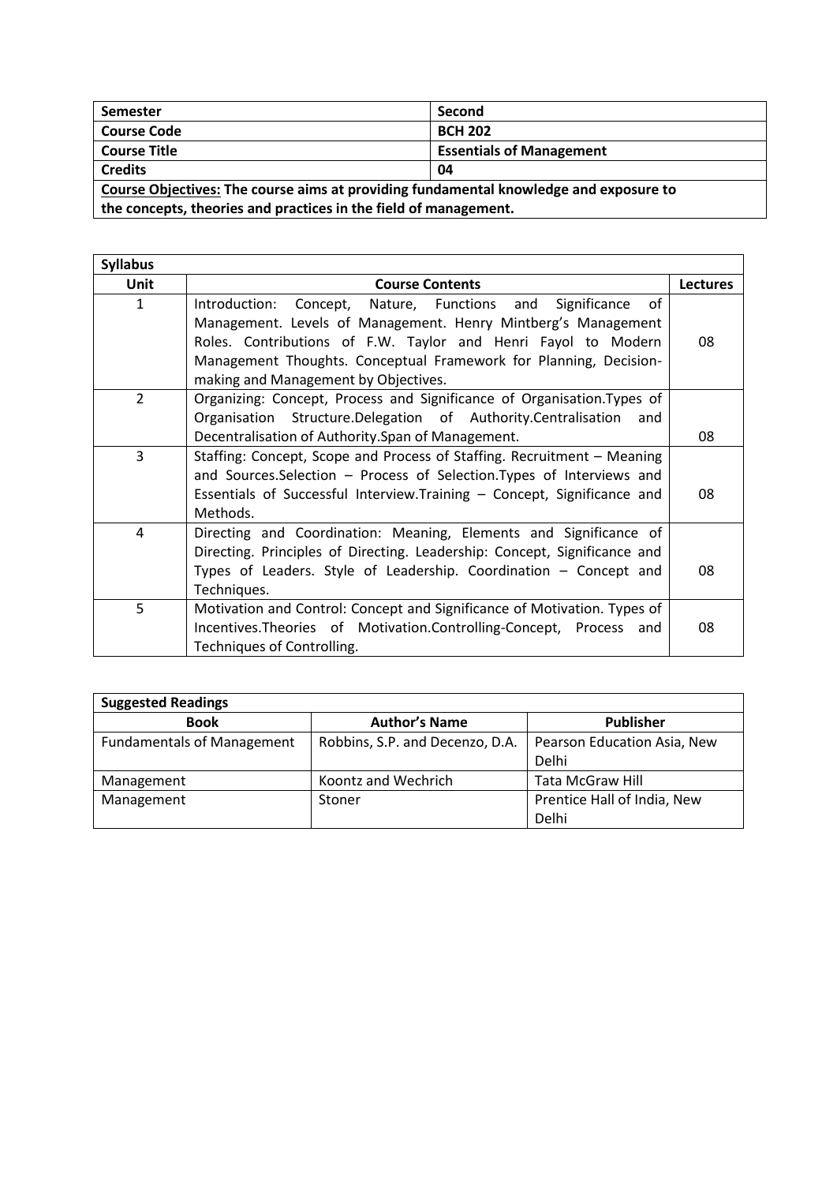| Semester | Second |
| --- | --- |
| **Course Code** | **BCH 202** |
| **Course Title** | **Essentials of Management** |
| **Credits** | **04** |

**Course Objectives: The course aims at providing fundamental knowledge and exposure to the concepts, theories and practices in the field of management.**

| Syllabus | | |
| --- | --- | --- |
| **Unit** | **Course Contents** | **Lectures** |
| 1 | Introduction: Concept, Nature, Functions and Significance of Management. Levels of Management. Henry Mintberg's Management Roles. Contributions of F.W. Taylor and Henri Fayol to Modern Management Thoughts. Conceptual Framework for Planning, Decision-making and Management by Objectives. | 08 |
| 2 | Organizing: Concept, Process and Significance of Organisation.Types of Organisation Structure.Delegation of Authority.Centralisation and Decentralisation of Authority.Span of Management. | 08 |
| 3 | Staffing: Concept, Scope and Process of Staffing. Recruitment – Meaning and Sources.Selection – Process of Selection.Types of Interviews and Essentials of Successful Interview.Training – Concept, Significance and Methods. | 08 |
| 4 | Directing and Coordination: Meaning, Elements and Significance of Directing. Principles of Directing. Leadership: Concept, Significance and Types of Leaders. Style of Leadership. Coordination – Concept and Techniques. | 08 |
| 5 | Motivation and Control: Concept and Significance of Motivation. Types of Incentives.Theories of Motivation.Controlling-Concept, Process and Techniques of Controlling. | 08 |

| Suggested Readings | | |
| --- | --- | --- |
| **Book** | **Author's Name** | **Publisher** |
| Fundamentals of Management | Robbins, S.P. and Decenzo, D.A. | Pearson Education Asia, New Delhi |
| Management | Koontz and Wechrich | Tata McGraw Hill |
| Management | Stoner | Prentice Hall of India, New Delhi |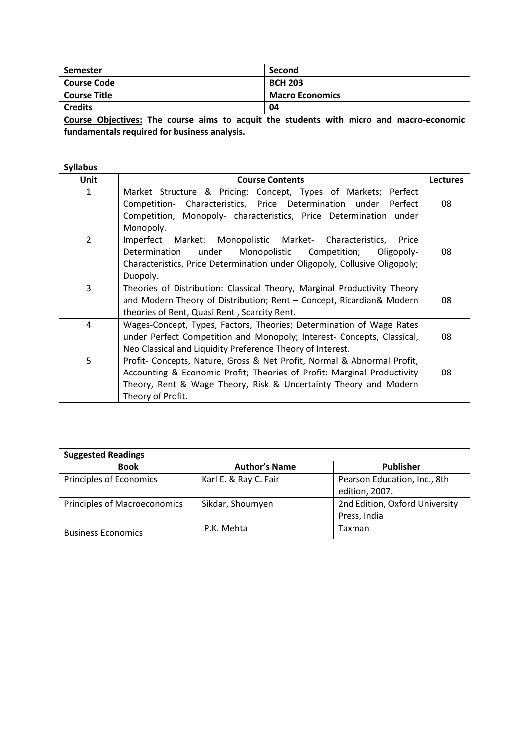| Semester | Second |
|---|---|
| Course Code | BCH 203 |
| Course Title | Macro Economics |
| Credits | 04 |
| **Course Objectives:** The course aims to acquit the students with micro and macro-economic fundamentals required for business analysis. | |

| Syllabus | | |
|---|---|---|
| **Unit** | **Course Contents** | **Lectures** |
| 1 | Market Structure & Pricing: Concept, Types of Markets; Perfect Competition- Characteristics, Price Determination under Perfect Competition, Monopoly- characteristics, Price Determination under Monopoly. | 08 |
| 2 | Imperfect Market: Monopolistic Market- Characteristics, Price Determination under Monopolistic Competition; Oligopoly-Characteristics, Price Determination under Oligopoly, Collusive Oligopoly; Duopoly. | 08 |
| 3 | Theories of Distribution: Classical Theory, Marginal Productivity Theory and Modern Theory of Distribution; Rent – Concept, Ricardian& Modern theories of Rent, Quasi Rent , Scarcity Rent. | 08 |
| 4 | Wages-Concept, Types, Factors, Theories; Determination of Wage Rates under Perfect Competition and Monopoly; Interest- Concepts, Classical, Neo Classical and Liquidity Preference Theory of Interest. | 08 |
| 5 | Profit- Concepts, Nature, Gross & Net Profit, Normal & Abnormal Profit, Accounting & Economic Profit; Theories of Profit: Marginal Productivity Theory, Rent & Wage Theory, Risk & Uncertainty Theory and Modern Theory of Profit. | 08 |

| Suggested Readings | | |
|---|---|---|
| **Book** | **Author's Name** | **Publisher** |
| Principles of Economics | Karl E. & Ray C. Fair | Pearson Education, Inc., 8th edition, 2007. |
| Principles of Macroeconomics | Sikdar, Shoumyen | 2nd Edition, Oxford University Press, India |
| Business Economics | P.K. Mehta | Taxman |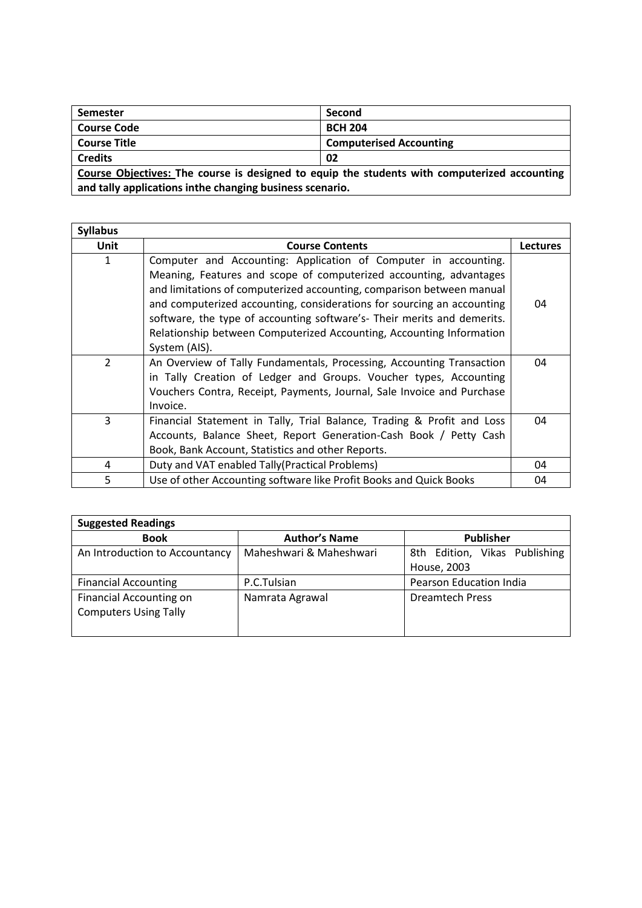| Semester | Second |
|---|---|
| Course Code | BCH 204 |
| Course Title | Computerised Accounting |
| Credits | 02 |

**Course Objectives: The course is designed to equip the students with computerized accounting and tally applications inthe changing business scenario.**

| Syllabus | | |
|---|---|---|
| **Unit** | **Course Contents** | **Lectures** |
| 1 | Computer and Accounting: Application of Computer in accounting. Meaning, Features and scope of computerized accounting, advantages and limitations of computerized accounting, comparison between manual and computerized accounting, considerations for sourcing an accounting software, the type of accounting software's- Their merits and demerits. Relationship between Computerized Accounting, Accounting Information System (AIS). | 04 |
| 2 | An Overview of Tally Fundamentals, Processing, Accounting Transaction in Tally Creation of Ledger and Groups. Voucher types, Accounting Vouchers Contra, Receipt, Payments, Journal, Sale Invoice and Purchase Invoice. | 04 |
| 3 | Financial Statement in Tally, Trial Balance, Trading & Profit and Loss Accounts, Balance Sheet, Report Generation-Cash Book / Petty Cash Book, Bank Account, Statistics and other Reports. | 04 |
| 4 | Duty and VAT enabled Tally(Practical Problems) | 04 |
| 5 | Use of other Accounting software like Profit Books and Quick Books | 04 |

| Suggested Readings | | |
|---|---|---|
| **Book** | **Author's Name** | **Publisher** |
| An Introduction to Accountancy | Maheshwari & Maheshwari | 8th Edition, Vikas Publishing House, 2003 |
| Financial Accounting | P.C.Tulsian | Pearson Education India |
| Financial Accounting on Computers Using Tally | Namrata Agrawal | Dreamtech Press |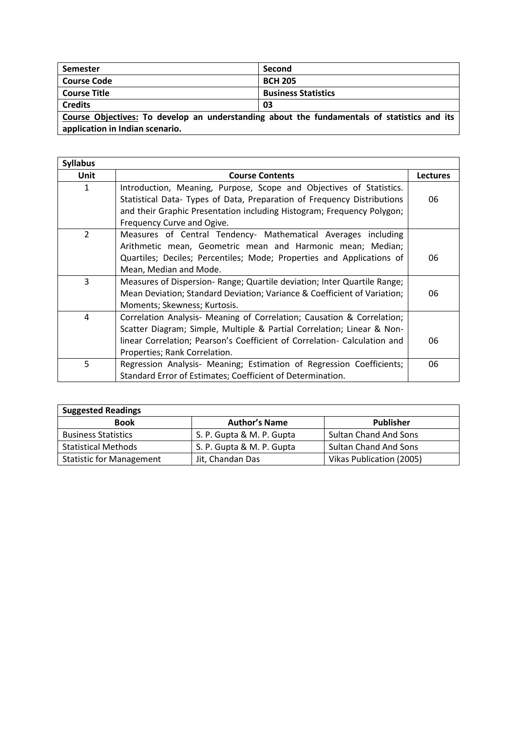| Semester | Second |
|---|---|
| Course Code | BCH 205 |
| Course Title | Business Statistics |
| Credits | 03 |

**<u>Course Objectives:</u> To develop an understanding about the fundamentals of statistics and its application in Indian scenario.**

**Syllabus**

| Unit | Course Contents | Lectures |
|---|---|---|
| 1 | Introduction, Meaning, Purpose, Scope and Objectives of Statistics. Statistical Data- Types of Data, Preparation of Frequency Distributions and their Graphic Presentation including Histogram; Frequency Polygon; Frequency Curve and Ogive. | 06 |
| 2 | Measures of Central Tendency- Mathematical Averages including Arithmetic mean, Geometric mean and Harmonic mean; Median; Quartiles; Deciles; Percentiles; Mode; Properties and Applications of Mean, Median and Mode. | 06 |
| 3 | Measures of Dispersion- Range; Quartile deviation; Inter Quartile Range; Mean Deviation; Standard Deviation; Variance & Coefficient of Variation; Moments; Skewness; Kurtosis. | 06 |
| 4 | Correlation Analysis- Meaning of Correlation; Causation & Correlation; Scatter Diagram; Simple, Multiple & Partial Correlation; Linear & Non-linear Correlation; Pearson's Coefficient of Correlation- Calculation and Properties; Rank Correlation. | 06 |
| 5 | Regression Analysis- Meaning; Estimation of Regression Coefficients; Standard Error of Estimates; Coefficient of Determination. | 06 |

**Suggested Readings**

| Book | Author's Name | Publisher |
|---|---|---|
| Business Statistics | S. P. Gupta & M. P. Gupta | Sultan Chand And Sons |
| Statistical Methods | S. P. Gupta & M. P. Gupta | Sultan Chand And Sons |
| Statistic for Management | Jit, Chandan Das | Vikas Publication (2005) |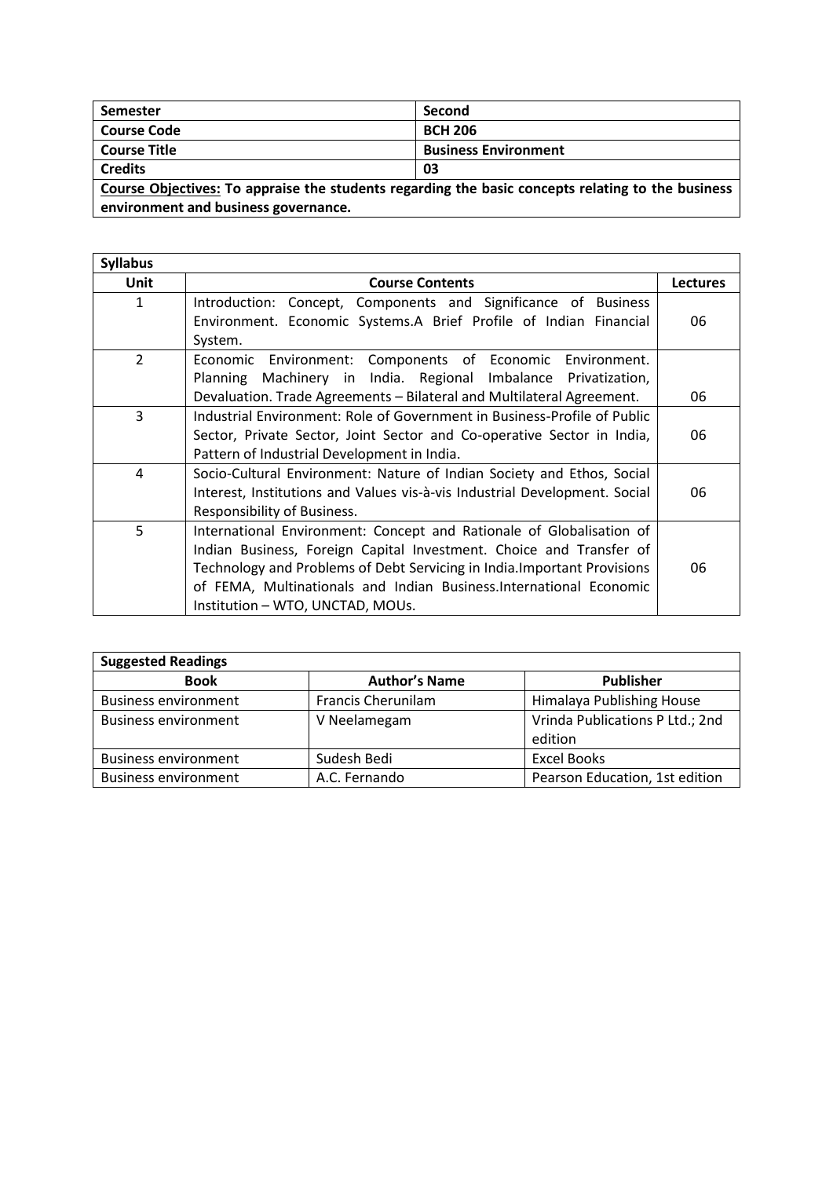| Semester | Second |
|---|---|
| **Course Code** | **BCH 206** |
| **Course Title** | **Business Environment** |
| **Credits** | **03** |

**Course Objectives: To appraise the students regarding the basic concepts relating to the business environment and business governance.**

**Syllabus**

| Unit | Course Contents | Lectures |
|---|---|---|
| 1 | Introduction: Concept, Components and Significance of Business Environment. Economic Systems.A Brief Profile of Indian Financial System. | 06 |
| 2 | Economic Environment: Components of Economic Environment. Planning Machinery in India. Regional Imbalance Privatization, Devaluation. Trade Agreements – Bilateral and Multilateral Agreement. | 06 |
| 3 | Industrial Environment: Role of Government in Business-Profile of Public Sector, Private Sector, Joint Sector and Co-operative Sector in India, Pattern of Industrial Development in India. | 06 |
| 4 | Socio-Cultural Environment: Nature of Indian Society and Ethos, Social Interest, Institutions and Values vis-à-vis Industrial Development. Social Responsibility of Business. | 06 |
| 5 | International Environment: Concept and Rationale of Globalisation of Indian Business, Foreign Capital Investment. Choice and Transfer of Technology and Problems of Debt Servicing in India.Important Provisions of FEMA, Multinationals and Indian Business.International Economic Institution – WTO, UNCTAD, MOUs. | 06 |

**Suggested Readings**

| Book | Author's Name | Publisher |
|---|---|---|
| Business environment | Francis Cherunilam | Himalaya Publishing House |
| Business environment | V Neelamegam | Vrinda Publications P Ltd.; 2nd edition |
| Business environment | Sudesh Bedi | Excel Books |
| Business environment | A.C. Fernando | Pearson Education, 1st edition |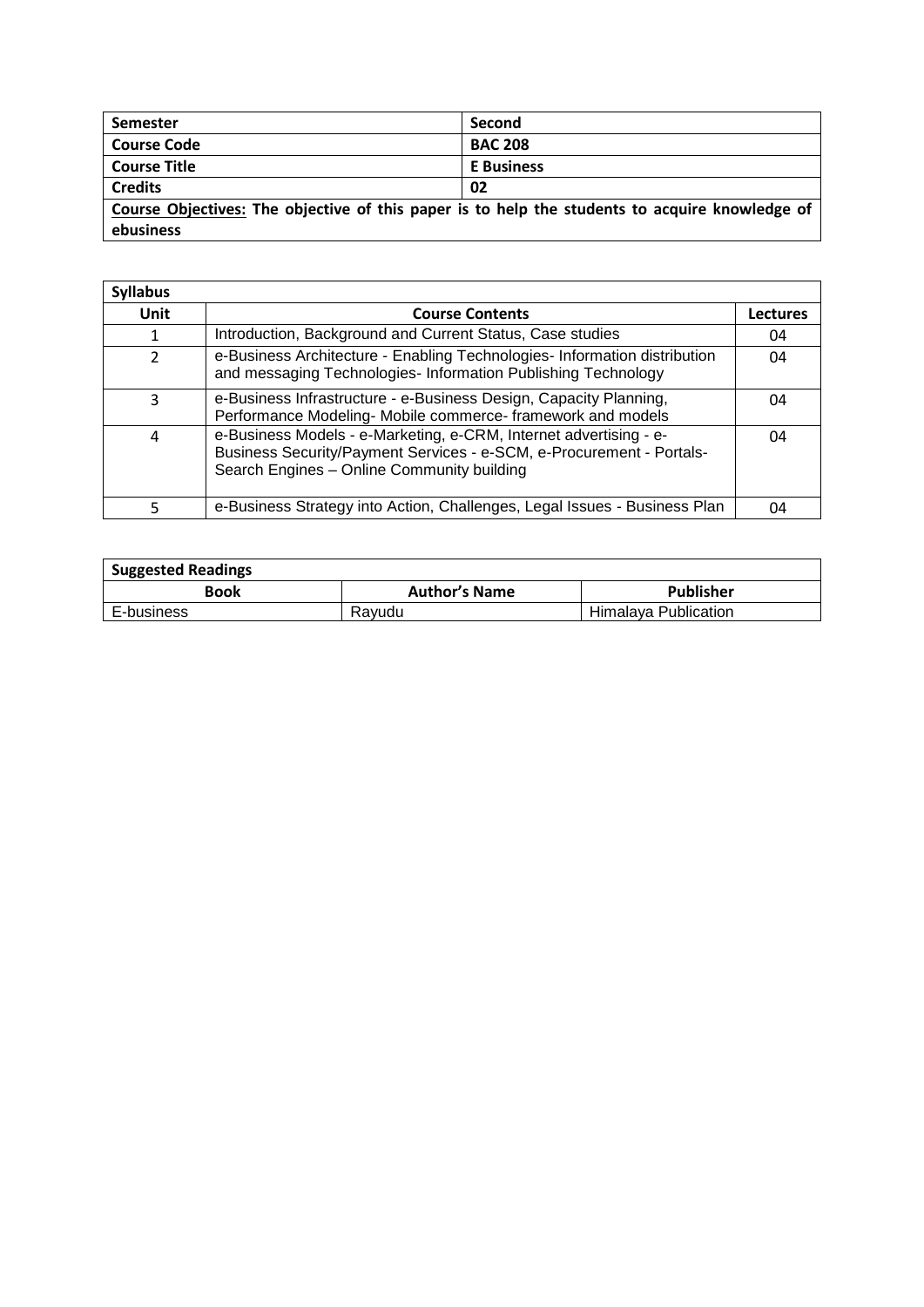| Semester | Second |
| --- | --- |
| Course Code | BAC 208 |
| Course Title | E Business |
| Credits | 02 |

**Course Objectives:** The objective of this paper is to help the students to acquire knowledge of ebusiness

**Syllabus**

| Unit | Course Contents | Lectures |
| --- | --- | --- |
| 1 | Introduction, Background and Current Status, Case studies | 04 |
| 2 | e-Business Architecture - Enabling Technologies- Information distribution and messaging Technologies- Information Publishing Technology | 04 |
| 3 | e-Business Infrastructure - e-Business Design, Capacity Planning, Performance Modeling- Mobile commerce- framework and models | 04 |
| 4 | e-Business Models - e-Marketing, e-CRM, Internet advertising - e-Business Security/Payment Services - e-SCM, e-Procurement - Portals-Search Engines – Online Community building | 04 |
| 5 | e-Business Strategy into Action, Challenges, Legal Issues - Business Plan | 04 |

**Suggested Readings**

| Book | Author's Name | Publisher |
| --- | --- | --- |
| E-business | Rayudu | Himalaya Publication |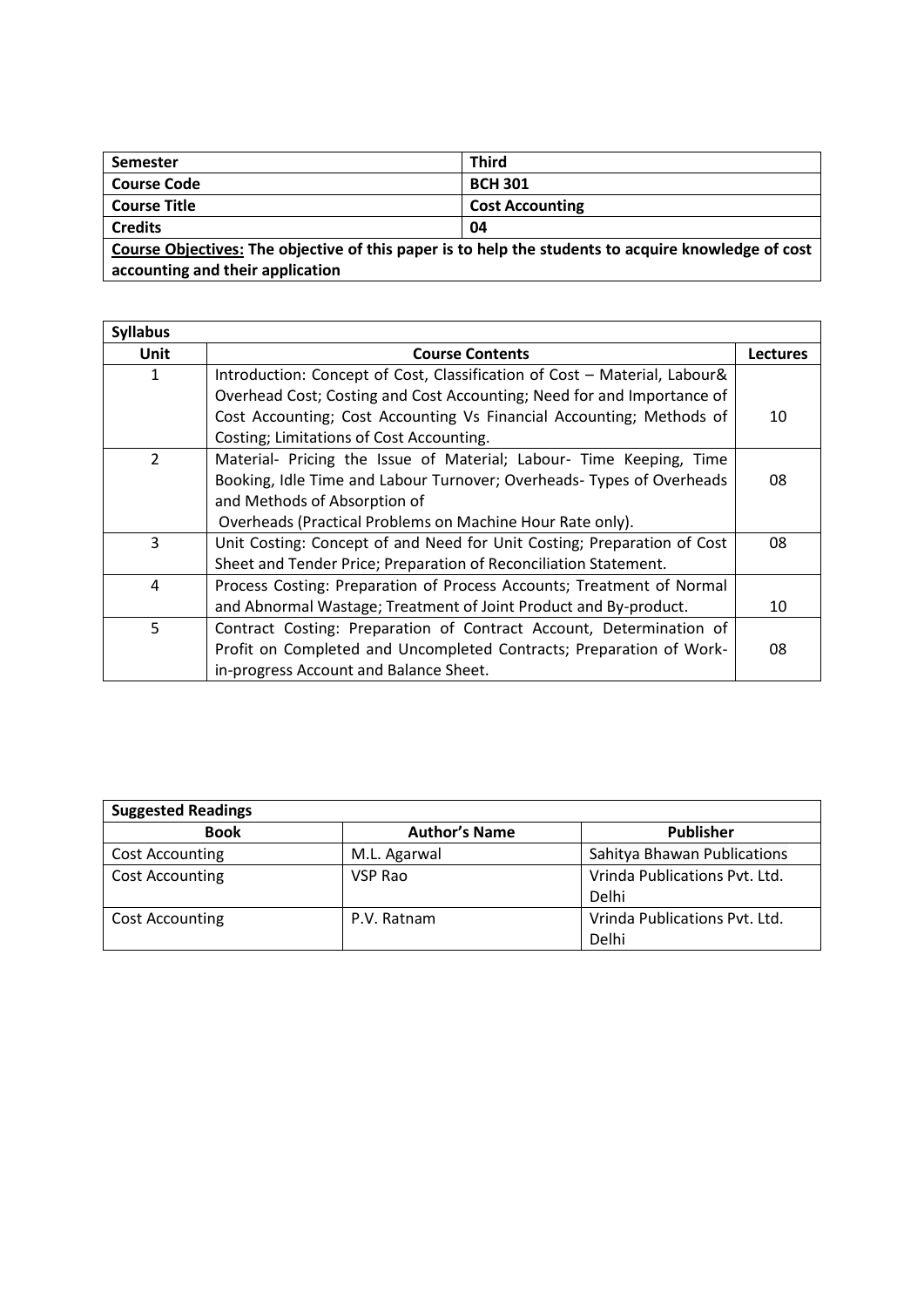| **Semester** | **Third** |
|---|---|
| **Course Code** | **BCH 301** |
| **Course Title** | **Cost Accounting** |
| **Credits** | **04** |
| **Course Objectives: The objective of this paper is to help the students to acquire knowledge of cost accounting and their application** | |

| **Syllabus** | | |
|---|---|---|
| **Unit** | **Course Contents** | **Lectures** |
| 1 | Introduction: Concept of Cost, Classification of Cost – Material, Labour& Overhead Cost; Costing and Cost Accounting; Need for and Importance of Cost Accounting; Cost Accounting Vs Financial Accounting; Methods of Costing; Limitations of Cost Accounting. | 10 |
| 2 | Material- Pricing the Issue of Material; Labour- Time Keeping, Time Booking, Idle Time and Labour Turnover; Overheads- Types of Overheads and Methods of Absorption of Overheads (Practical Problems on Machine Hour Rate only). | 08 |
| 3 | Unit Costing: Concept of and Need for Unit Costing; Preparation of Cost Sheet and Tender Price; Preparation of Reconciliation Statement. | 08 |
| 4 | Process Costing: Preparation of Process Accounts; Treatment of Normal and Abnormal Wastage; Treatment of Joint Product and By-product. | 10 |
| 5 | Contract Costing: Preparation of Contract Account, Determination of Profit on Completed and Uncompleted Contracts; Preparation of Work-in-progress Account and Balance Sheet. | 08 |

| **Suggested Readings** | | |
|---|---|---|
| **Book** | **Author's Name** | **Publisher** |
| Cost Accounting | M.L. Agarwal | Sahitya Bhawan Publications |
| Cost Accounting | VSP Rao | Vrinda Publications Pvt. Ltd. Delhi |
| Cost Accounting | P.V. Ratnam | Vrinda Publications Pvt. Ltd. Delhi |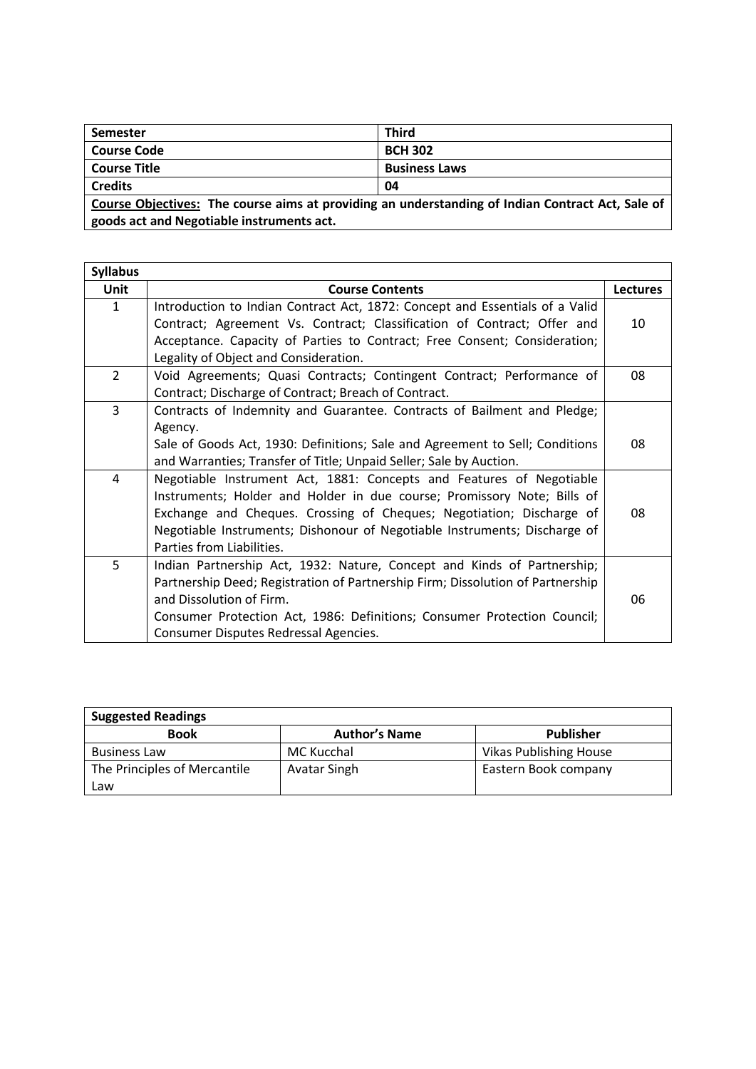| Semester | Third |
|---|---|
| **Course Code** | **BCH 302** |
| **Course Title** | **Business Laws** |
| **Credits** | **04** |
| **Course Objectives: The course aims at providing an understanding of Indian Contract Act, Sale of goods act and Negotiable instruments act.** | |

| **Syllabus** | | |
|---|---|---|
| **Unit** | **Course Contents** | **Lectures** |
| 1 | Introduction to Indian Contract Act, 1872: Concept and Essentials of a Valid Contract; Agreement Vs. Contract; Classification of Contract; Offer and Acceptance. Capacity of Parties to Contract; Free Consent; Consideration; Legality of Object and Consideration. | 10 |
| 2 | Void Agreements; Quasi Contracts; Contingent Contract; Performance of Contract; Discharge of Contract; Breach of Contract. | 08 |
| 3 | Contracts of Indemnity and Guarantee. Contracts of Bailment and Pledge; Agency. Sale of Goods Act, 1930: Definitions; Sale and Agreement to Sell; Conditions and Warranties; Transfer of Title; Unpaid Seller; Sale by Auction. | 08 |
| 4 | Negotiable Instrument Act, 1881: Concepts and Features of Negotiable Instruments; Holder and Holder in due course; Promissory Note; Bills of Exchange and Cheques. Crossing of Cheques; Negotiation; Discharge of Negotiable Instruments; Dishonour of Negotiable Instruments; Discharge of Parties from Liabilities. | 08 |
| 5 | Indian Partnership Act, 1932: Nature, Concept and Kinds of Partnership; Partnership Deed; Registration of Partnership Firm; Dissolution of Partnership and Dissolution of Firm. Consumer Protection Act, 1986: Definitions; Consumer Protection Council; Consumer Disputes Redressal Agencies. | 06 |

| **Suggested Readings** | | |
|---|---|---|
| **Book** | **Author's Name** | **Publisher** |
| Business Law | MC Kucchal | Vikas Publishing House |
| The Principles of Mercantile Law | Avatar Singh | Eastern Book company |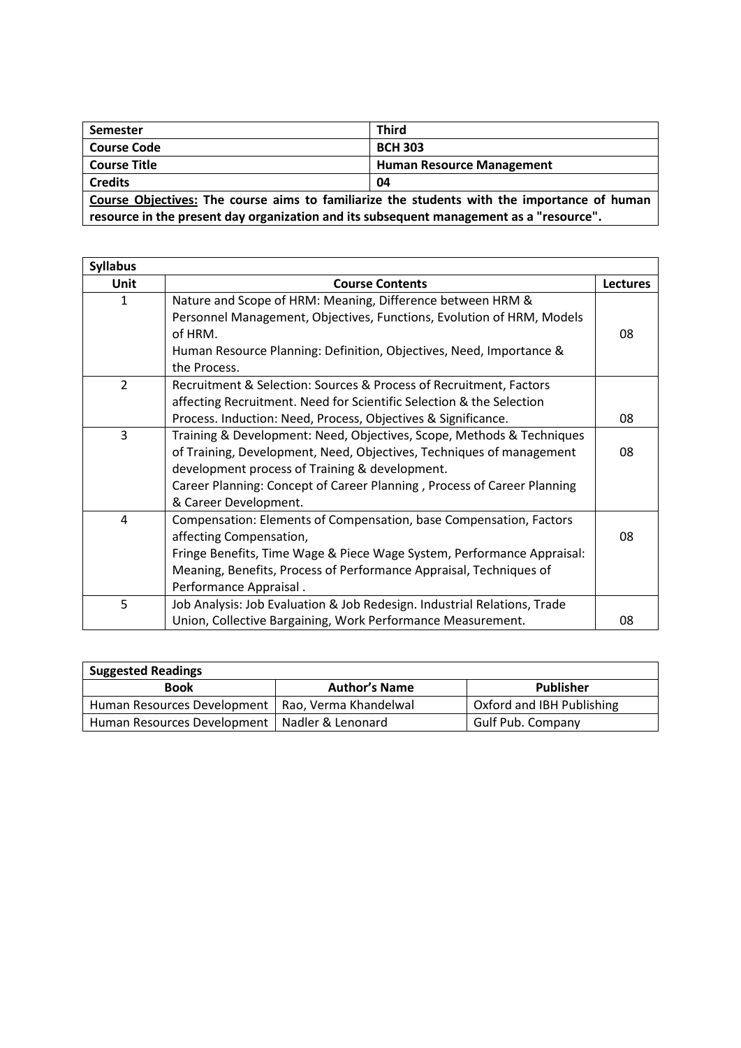| Semester | Third |
|---|---|
| Course Code | BCH 303 |
| Course Title | Human Resource Management |
| Credits | 04 |

**Course Objectives: The course aims to familiarize the students with the importance of human resource in the present day organization and its subsequent management as a "resource".**

**Syllabus**

| Unit | Course Contents | Lectures |
|---|---|---|
| 1 | Nature and Scope of HRM: Meaning, Difference between HRM & Personnel Management, Objectives, Functions, Evolution of HRM, Models of HRM.<br>Human Resource Planning: Definition, Objectives, Need, Importance & the Process. | 08 |
| 2 | Recruitment & Selection: Sources & Process of Recruitment, Factors affecting Recruitment. Need for Scientific Selection & the Selection Process. Induction: Need, Process, Objectives & Significance. | 08 |
| 3 | Training & Development: Need, Objectives, Scope, Methods & Techniques of Training, Development, Need, Objectives, Techniques of management development process of Training & development.<br>Career Planning: Concept of Career Planning , Process of Career Planning & Career Development. | 08 |
| 4 | Compensation: Elements of Compensation, base Compensation, Factors affecting Compensation,<br>Fringe Benefits, Time Wage & Piece Wage System, Performance Appraisal: Meaning, Benefits, Process of Performance Appraisal, Techniques of Performance Appraisal . | 08 |
| 5 | Job Analysis: Job Evaluation & Job Redesign. Industrial Relations, Trade Union, Collective Bargaining, Work Performance Measurement. | 08 |

**Suggested Readings**

| Book | Author's Name | Publisher |
|---|---|---|
| Human Resources Development | Rao, Verma Khandelwal | Oxford and IBH Publishing |
| Human Resources Development | Nadler & Lenonard | Gulf Pub. Company |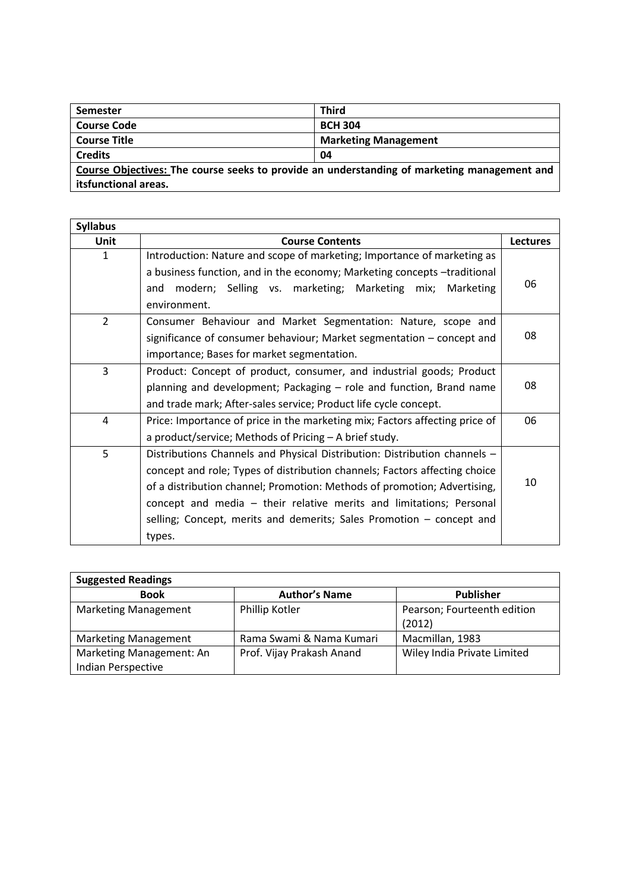| **Semester** | **Third** |
| --- | --- |
| **Course Code** | **BCH 304** |
| **Course Title** | **Marketing Management** |
| **Credits** | **04** |
| **Course Objectives: The course seeks to provide an understanding of marketing management and itsfunctional areas.** | |

| **Syllabus** | | |
| --- | --- | --- |
| **Unit** | **Course Contents** | **Lectures** |
| 1 | Introduction: Nature and scope of marketing; Importance of marketing as a business function, and in the economy; Marketing concepts –traditional and modern; Selling vs. marketing; Marketing mix; Marketing environment. | 06 |
| 2 | Consumer Behaviour and Market Segmentation: Nature, scope and significance of consumer behaviour; Market segmentation – concept and importance; Bases for market segmentation. | 08 |
| 3 | Product: Concept of product, consumer, and industrial goods; Product planning and development; Packaging – role and function, Brand name and trade mark; After-sales service; Product life cycle concept. | 08 |
| 4 | Price: Importance of price in the marketing mix; Factors affecting price of a product/service; Methods of Pricing – A brief study. | 06 |
| 5 | Distributions Channels and Physical Distribution: Distribution channels – concept and role; Types of distribution channels; Factors affecting choice of a distribution channel; Promotion: Methods of promotion; Advertising, concept and media – their relative merits and limitations; Personal selling; Concept, merits and demerits; Sales Promotion – concept and types. | 10 |

| **Suggested Readings** | | |
| --- | --- | --- |
| **Book** | **Author's Name** | **Publisher** |
| Marketing Management | Phillip Kotler | Pearson; Fourteenth edition (2012) |
| Marketing Management | Rama Swami & Nama Kumari | Macmillan, 1983 |
| Marketing Management: An Indian Perspective | Prof. Vijay Prakash Anand | Wiley India Private Limited |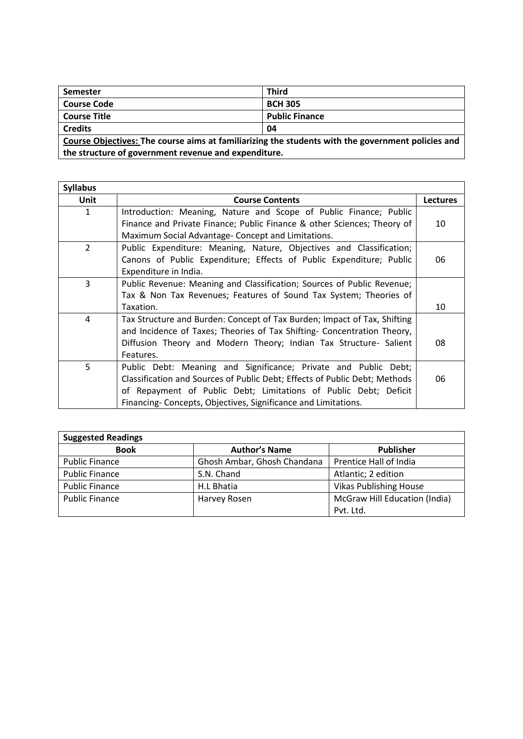| Semester | Third |
|---|---|
| **Course Code** | **BCH 305** |
| **Course Title** | **Public Finance** |
| **Credits** | **04** |

**<u>Course Objectives:</u> The course aims at familiarizing the students with the government policies and the structure of government revenue and expenditure.**

**Syllabus**

| Unit | Course Contents | Lectures |
|---|---|---|
| 1 | Introduction: Meaning, Nature and Scope of Public Finance; Public Finance and Private Finance; Public Finance & other Sciences; Theory of Maximum Social Advantage- Concept and Limitations. | 10 |
| 2 | Public Expenditure: Meaning, Nature, Objectives and Classification; Canons of Public Expenditure; Effects of Public Expenditure; Public Expenditure in India. | 06 |
| 3 | Public Revenue: Meaning and Classification; Sources of Public Revenue; Tax & Non Tax Revenues; Features of Sound Tax System; Theories of Taxation. | 10 |
| 4 | Tax Structure and Burden: Concept of Tax Burden; Impact of Tax, Shifting and Incidence of Taxes; Theories of Tax Shifting- Concentration Theory, Diffusion Theory and Modern Theory; Indian Tax Structure- Salient Features. | 08 |
| 5 | Public Debt: Meaning and Significance; Private and Public Debt; Classification and Sources of Public Debt; Effects of Public Debt; Methods of Repayment of Public Debt; Limitations of Public Debt; Deficit Financing- Concepts, Objectives, Significance and Limitations. | 06 |

**Suggested Readings**

| Book | Author's Name | Publisher |
|---|---|---|
| Public Finance | Ghosh Ambar, Ghosh Chandana | Prentice Hall of India |
| Public Finance | S.N. Chand | Atlantic; 2 edition |
| Public Finance | H.L Bhatia | Vikas Publishing House |
| Public Finance | Harvey Rosen | McGraw Hill Education (India) Pvt. Ltd. |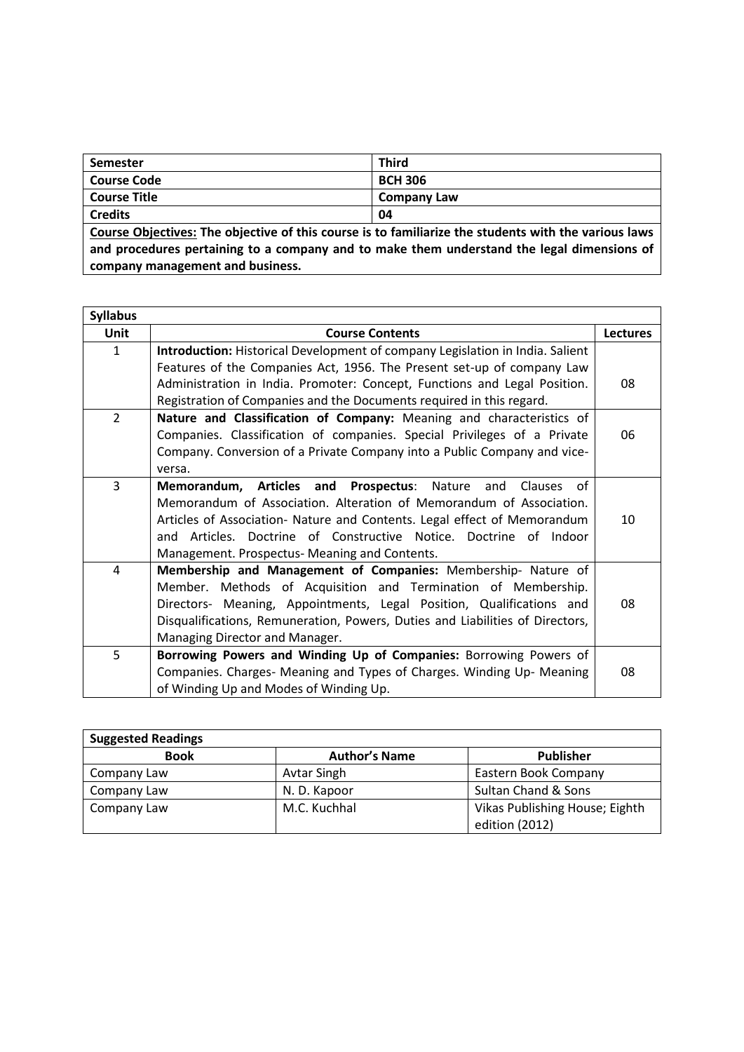| **Semester** | **Third** |
| --- | --- |
| **Course Code** | **BCH 306** |
| **Course Title** | **Company Law** |
| **Credits** | **04** |

**Course Objectives: The objective of this course is to familiarize the students with the various laws and procedures pertaining to a company and to make them understand the legal dimensions of company management and business.**

| **Syllabus** | | |
| --- | --- | --- |
| **Unit** | **Course Contents** | **Lectures** |
| 1 | **Introduction:** Historical Development of company Legislation in India. Salient Features of the Companies Act, 1956. The Present set-up of company Law Administration in India. Promoter: Concept, Functions and Legal Position. Registration of Companies and the Documents required in this regard. | 08 |
| 2 | **Nature and Classification of Company:** Meaning and characteristics of Companies. Classification of companies. Special Privileges of a Private Company. Conversion of a Private Company into a Public Company and vice-versa. | 06 |
| 3 | **Memorandum, Articles and Prospectus**: Nature and Clauses of Memorandum of Association. Alteration of Memorandum of Association. Articles of Association- Nature and Contents. Legal effect of Memorandum and Articles. Doctrine of Constructive Notice. Doctrine of Indoor Management. Prospectus- Meaning and Contents. | 10 |
| 4 | **Membership and Management of Companies:** Membership- Nature of Member. Methods of Acquisition and Termination of Membership. Directors- Meaning, Appointments, Legal Position, Qualifications and Disqualifications, Remuneration, Powers, Duties and Liabilities of Directors, Managing Director and Manager. | 08 |
| 5 | **Borrowing Powers and Winding Up of Companies:** Borrowing Powers of Companies. Charges- Meaning and Types of Charges. Winding Up- Meaning of Winding Up and Modes of Winding Up. | 08 |

| **Suggested Readings** | | |
| --- | --- | --- |
| **Book** | **Author's Name** | **Publisher** |
| Company Law | Avtar Singh | Eastern Book Company |
| Company Law | N. D. Kapoor | Sultan Chand & Sons |
| Company Law | M.C. Kuchhal | Vikas Publishing House; Eighth edition (2012) |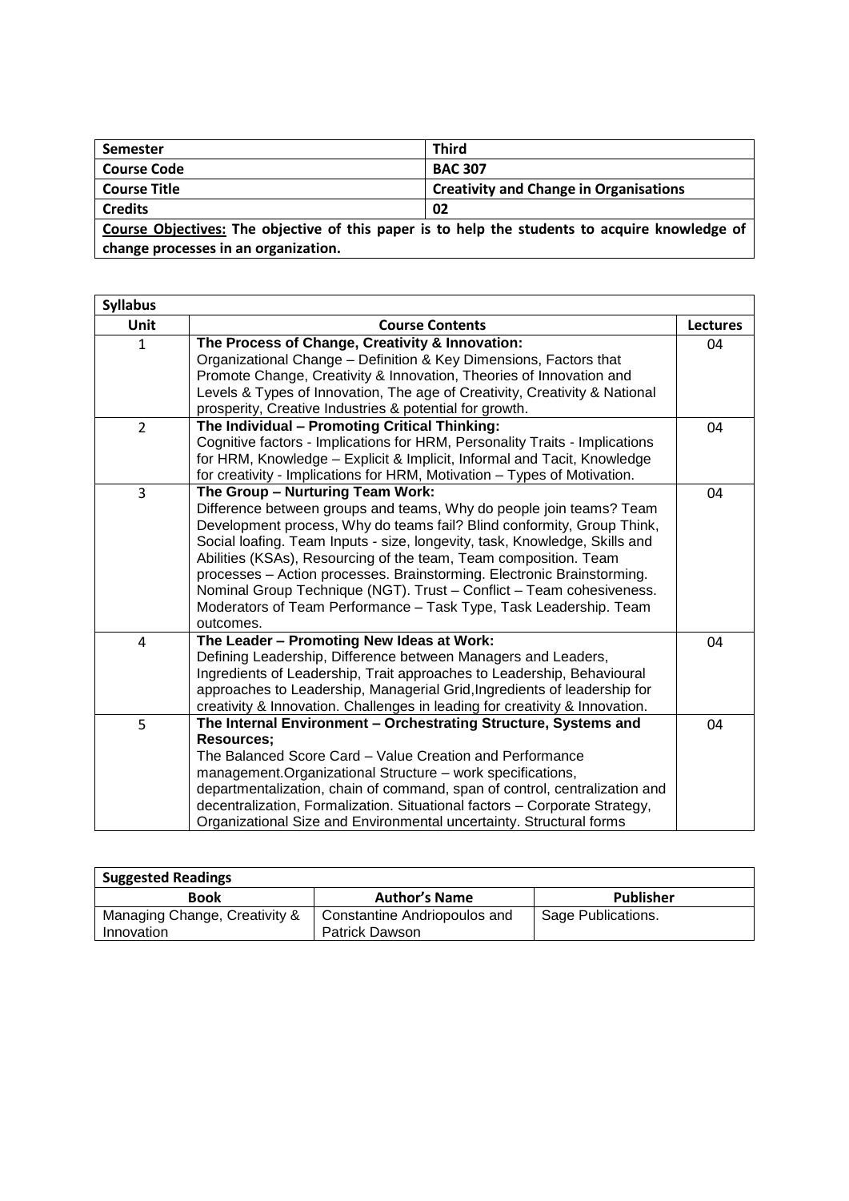| Semester | Third |
|---|---|
| Course Code | BAC 307 |
| Course Title | Creativity and Change in Organisations |
| Credits | 02 |

**Course Objectives:** **The objective of this paper is to help the students to acquire knowledge of change processes in an organization.**

| Syllabus | | |
|---|---|---|
| **Unit** | **Course Contents** | **Lectures** |
| 1 | **The Process of Change, Creativity & Innovation:** Organizational Change – Definition & Key Dimensions, Factors that Promote Change, Creativity & Innovation, Theories of Innovation and Levels & Types of Innovation, The age of Creativity, Creativity & National prosperity, Creative Industries & potential for growth. | 04 |
| 2 | **The Individual – Promoting Critical Thinking:** Cognitive factors - Implications for HRM, Personality Traits - Implications for HRM, Knowledge – Explicit & Implicit, Informal and Tacit, Knowledge for creativity - Implications for HRM, Motivation – Types of Motivation. | 04 |
| 3 | **The Group – Nurturing Team Work:** Difference between groups and teams, Why do people join teams? Team Development process, Why do teams fail? Blind conformity, Group Think, Social loafing. Team Inputs - size, longevity, task, Knowledge, Skills and Abilities (KSAs), Resourcing of the team, Team composition. Team processes – Action processes. Brainstorming. Electronic Brainstorming. Nominal Group Technique (NGT). Trust – Conflict – Team cohesiveness. Moderators of Team Performance – Task Type, Task Leadership. Team outcomes. | 04 |
| 4 | **The Leader – Promoting New Ideas at Work:** Defining Leadership, Difference between Managers and Leaders, Ingredients of Leadership, Trait approaches to Leadership, Behavioural approaches to Leadership, Managerial Grid,Ingredients of leadership for creativity & Innovation. Challenges in leading for creativity & Innovation. | 04 |
| 5 | **The Internal Environment – Orchestrating Structure, Systems and Resources;** The Balanced Score Card – Value Creation and Performance management.Organizational Structure – work specifications, departmentalization, chain of command, span of control, centralization and decentralization, Formalization. Situational factors – Corporate Strategy, Organizational Size and Environmental uncertainty. Structural forms | 04 |

| Suggested Readings | | |
|---|---|---|
| **Book** | **Author's Name** | **Publisher** |
| Managing Change, Creativity & Innovation | Constantine Andriopoulos and Patrick Dawson | Sage Publications. |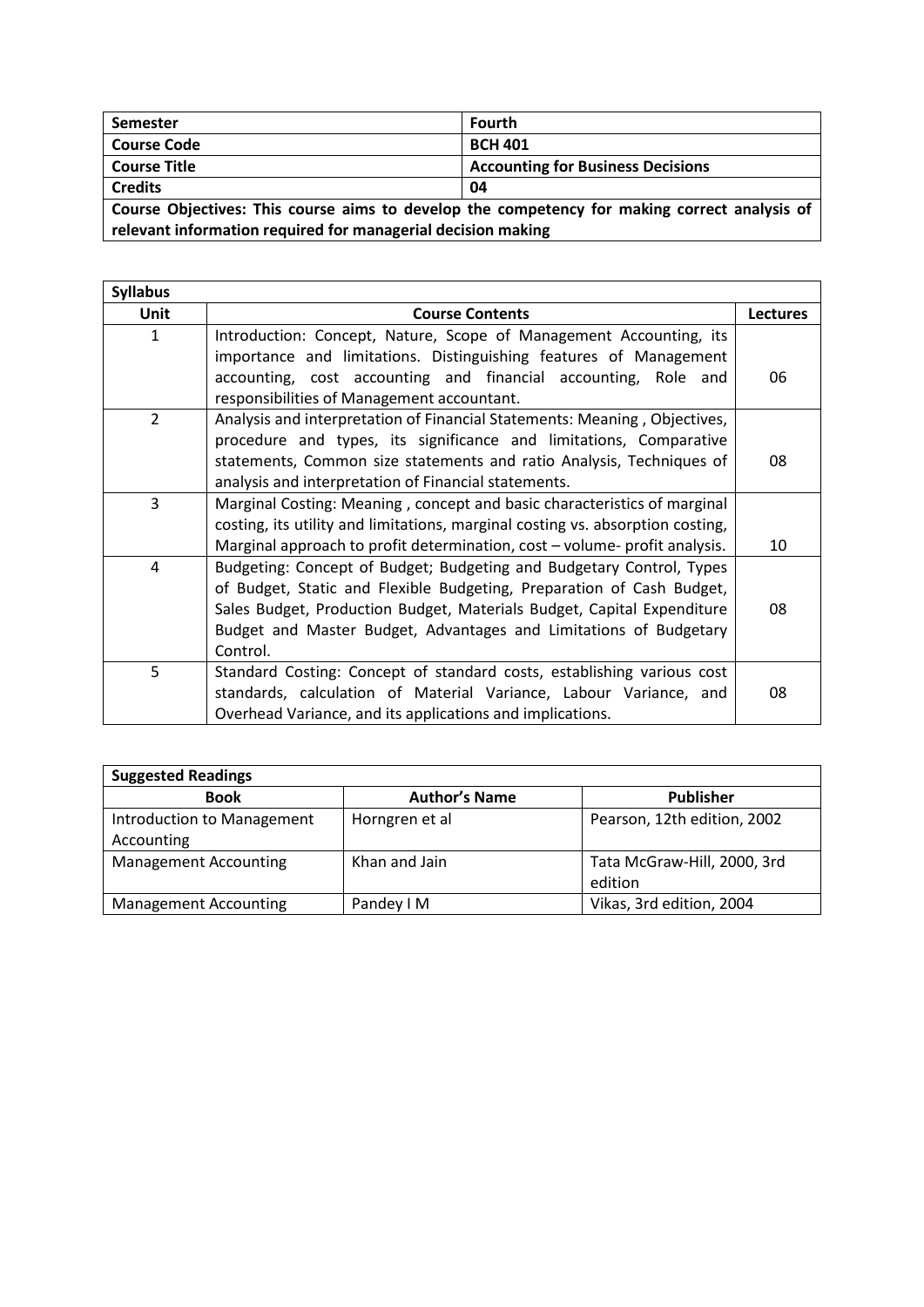| **Semester** | **Fourth** |
| --- | --- |
| **Course Code** | **BCH 401** |
| **Course Title** | **Accounting for Business Decisions** |
| **Credits** | **04** |
| **Course Objectives: This course aims to develop the competency for making correct analysis of relevant information required for managerial decision making** | |

| **Syllabus** | | |
| --- | --- | --- |
| **Unit** | **Course Contents** | **Lectures** |
| 1 | Introduction: Concept, Nature, Scope of Management Accounting, its importance and limitations. Distinguishing features of Management accounting, cost accounting and financial accounting, Role and responsibilities of Management accountant. | 06 |
| 2 | Analysis and interpretation of Financial Statements: Meaning , Objectives, procedure and types, its significance and limitations, Comparative statements, Common size statements and ratio Analysis, Techniques of analysis and interpretation of Financial statements. | 08 |
| 3 | Marginal Costing: Meaning , concept and basic characteristics of marginal costing, its utility and limitations, marginal costing vs. absorption costing, Marginal approach to profit determination, cost – volume- profit analysis. | 10 |
| 4 | Budgeting: Concept of Budget; Budgeting and Budgetary Control, Types of Budget, Static and Flexible Budgeting, Preparation of Cash Budget, Sales Budget, Production Budget, Materials Budget, Capital Expenditure Budget and Master Budget, Advantages and Limitations of Budgetary Control. | 08 |
| 5 | Standard Costing: Concept of standard costs, establishing various cost standards, calculation of Material Variance, Labour Variance, and Overhead Variance, and its applications and implications. | 08 |

| **Suggested Readings** | | |
| --- | --- | --- |
| **Book** | **Author's Name** | **Publisher** |
| Introduction to Management Accounting | Horngren et al | Pearson, 12th edition, 2002 |
| Management Accounting | Khan and Jain | Tata McGraw-Hill, 2000, 3rd edition |
| Management Accounting | Pandey I M | Vikas, 3rd edition, 2004 |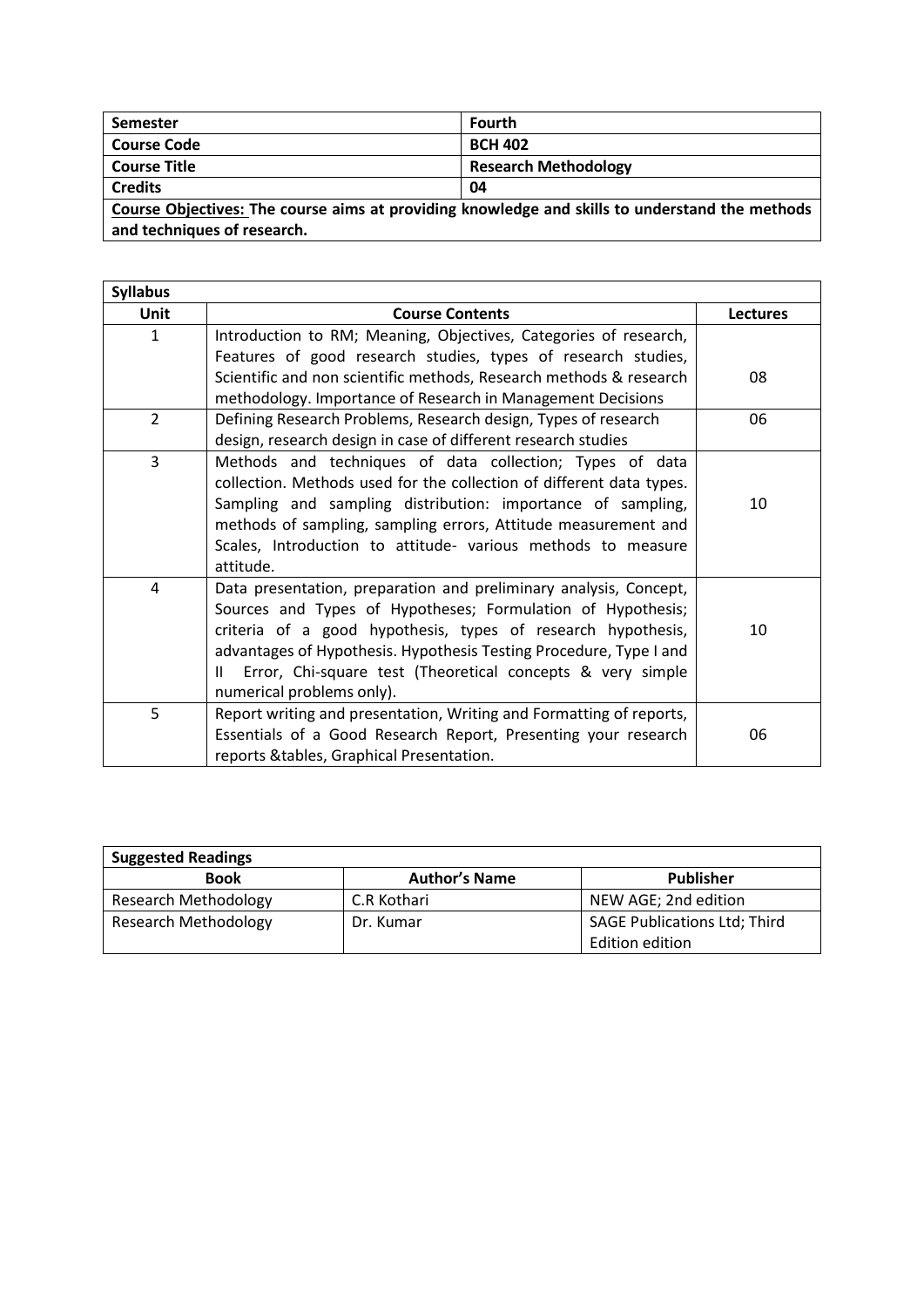| Semester | Fourth |
|---|---|
| **Course Code** | **BCH 402** |
| **Course Title** | **Research Methodology** |
| **Credits** | **04** |

**Course Objectives: The course aims at providing knowledge and skills to understand the methods and techniques of research.**

| **Syllabus** | | |
|---|---|---|
| **Unit** | **Course Contents** | **Lectures** |
| 1 | Introduction to RM; Meaning, Objectives, Categories of research, Features of good research studies, types of research studies, Scientific and non scientific methods, Research methods & research methodology. Importance of Research in Management Decisions | 08 |
| 2 | Defining Research Problems, Research design, Types of research design, research design in case of different research studies | 06 |
| 3 | Methods and techniques of data collection; Types of data collection. Methods used for the collection of different data types. Sampling and sampling distribution: importance of sampling, methods of sampling, sampling errors, Attitude measurement and Scales, Introduction to attitude- various methods to measure attitude. | 10 |
| 4 | Data presentation, preparation and preliminary analysis, Concept, Sources and Types of Hypotheses; Formulation of Hypothesis; criteria of a good hypothesis, types of research hypothesis, advantages of Hypothesis. Hypothesis Testing Procedure, Type I and II Error, Chi-square test (Theoretical concepts & very simple numerical problems only). | 10 |
| 5 | Report writing and presentation, Writing and Formatting of reports, Essentials of a Good Research Report, Presenting your research reports &tables, Graphical Presentation. | 06 |

| **Suggested Readings** | | |
|---|---|---|
| **Book** | **Author's Name** | **Publisher** |
| Research Methodology | C.R Kothari | NEW AGE; 2nd edition |
| Research Methodology | Dr. Kumar | SAGE Publications Ltd; Third Edition edition |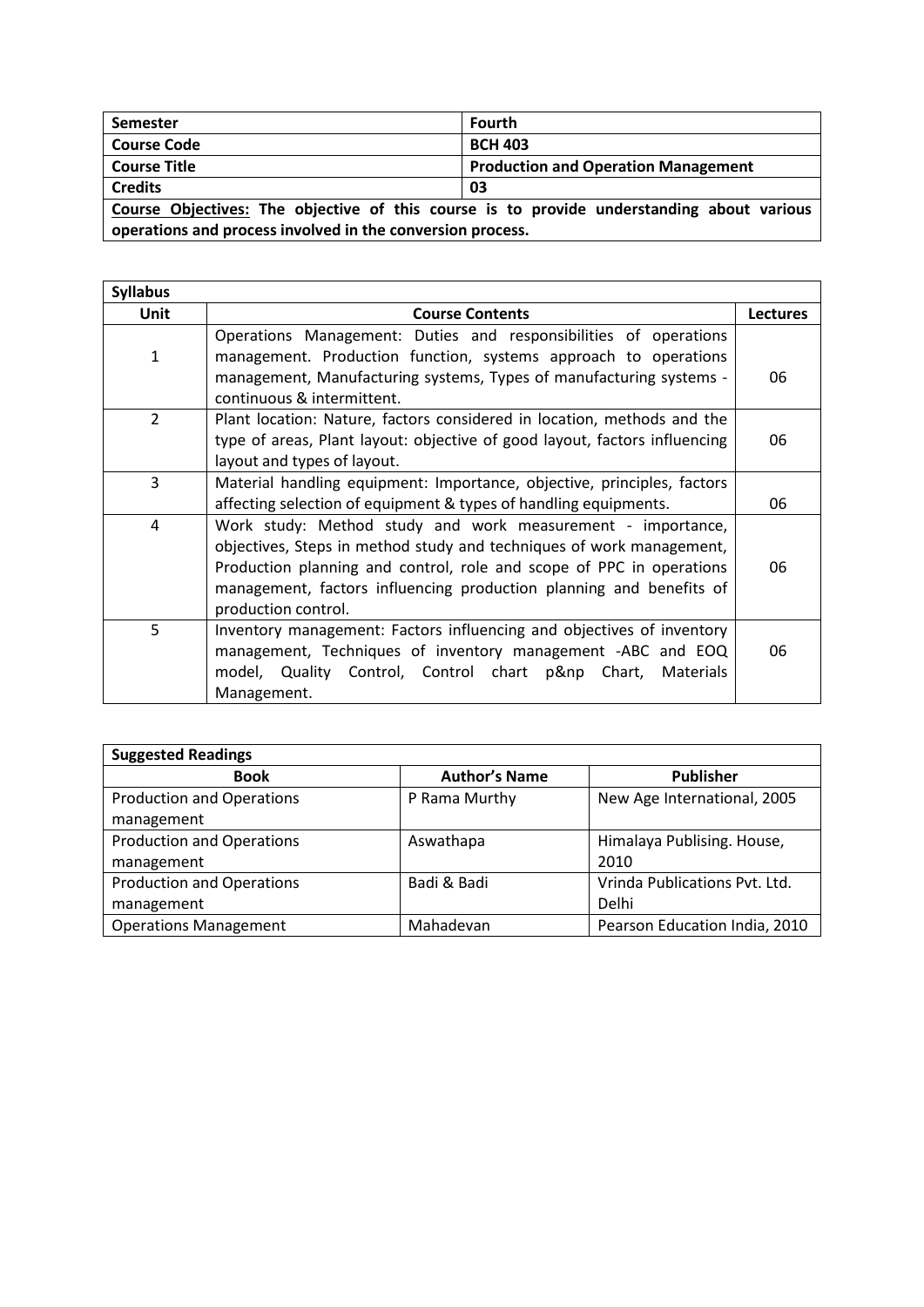| Semester | Fourth |
| --- | --- |
| Course Code | BCH 403 |
| Course Title | Production and Operation Management |
| Credits | 03 |

**Course Objectives:** The objective of this course is to provide understanding about various operations and process involved in the conversion process.

**Syllabus**

| Unit | Course Contents | Lectures |
| --- | --- | --- |
| 1 | Operations Management: Duties and responsibilities of operations management. Production function, systems approach to operations management, Manufacturing systems, Types of manufacturing systems - continuous & intermittent. | 06 |
| 2 | Plant location: Nature, factors considered in location, methods and the type of areas, Plant layout: objective of good layout, factors influencing layout and types of layout. | 06 |
| 3 | Material handling equipment: Importance, objective, principles, factors affecting selection of equipment & types of handling equipments. | 06 |
| 4 | Work study: Method study and work measurement - importance, objectives, Steps in method study and techniques of work management, Production planning and control, role and scope of PPC in operations management, factors influencing production planning and benefits of production control. | 06 |
| 5 | Inventory management: Factors influencing and objectives of inventory management, Techniques of inventory management -ABC and EOQ model, Quality Control, Control chart p&np Chart, Materials Management. | 06 |

**Suggested Readings**

| Book | Author's Name | Publisher |
| --- | --- | --- |
| Production and Operations management | P Rama Murthy | New Age International, 2005 |
| Production and Operations management | Aswathapa | Himalaya Publising. House, 2010 |
| Production and Operations management | Badi & Badi | Vrinda Publications Pvt. Ltd. Delhi |
| Operations Management | Mahadevan | Pearson Education India, 2010 |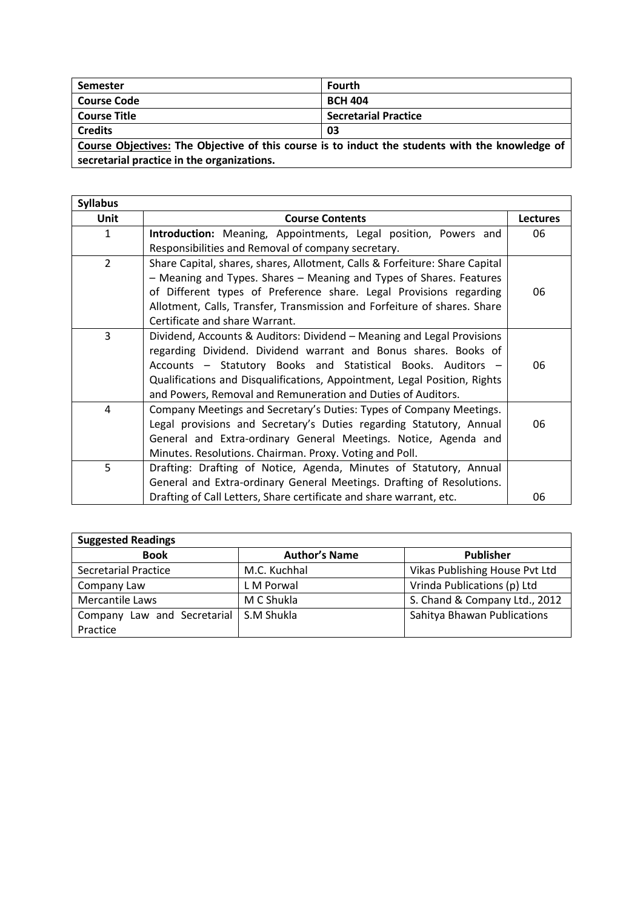| **Semester** | **Fourth** |
|---|---|
| **Course Code** | **BCH 404** |
| **Course Title** | **Secretarial Practice** |
| **Credits** | **03** |
| **Course Objectives: The Objective of this course is to induct the students with the knowledge of secretarial practice in the organizations.** | |

| **Syllabus** | | |
|---|---|---|
| **Unit** | **Course Contents** | **Lectures** |
| 1 | **Introduction:** Meaning, Appointments, Legal position, Powers and Responsibilities and Removal of company secretary. | 06 |
| 2 | Share Capital, shares, shares, Allotment, Calls & Forfeiture: Share Capital – Meaning and Types. Shares – Meaning and Types of Shares. Features of Different types of Preference share. Legal Provisions regarding Allotment, Calls, Transfer, Transmission and Forfeiture of shares. Share Certificate and share Warrant. | 06 |
| 3 | Dividend, Accounts & Auditors: Dividend – Meaning and Legal Provisions regarding Dividend. Dividend warrant and Bonus shares. Books of Accounts – Statutory Books and Statistical Books. Auditors – Qualifications and Disqualifications, Appointment, Legal Position, Rights and Powers, Removal and Remuneration and Duties of Auditors. | 06 |
| 4 | Company Meetings and Secretary's Duties: Types of Company Meetings. Legal provisions and Secretary's Duties regarding Statutory, Annual General and Extra-ordinary General Meetings. Notice, Agenda and Minutes. Resolutions. Chairman. Proxy. Voting and Poll. | 06 |
| 5 | Drafting: Drafting of Notice, Agenda, Minutes of Statutory, Annual General and Extra-ordinary General Meetings. Drafting of Resolutions. Drafting of Call Letters, Share certificate and share warrant, etc. | 06 |

| **Suggested Readings** | | |
|---|---|---|
| **Book** | **Author's Name** | **Publisher** |
| Secretarial Practice | M.C. Kuchhal | Vikas Publishing House Pvt Ltd |
| Company Law | L M Porwal | Vrinda Publications (p) Ltd |
| Mercantile Laws | M C Shukla | S. Chand & Company Ltd., 2012 |
| Company Law and Secretarial Practice | S.M Shukla | Sahitya Bhawan Publications |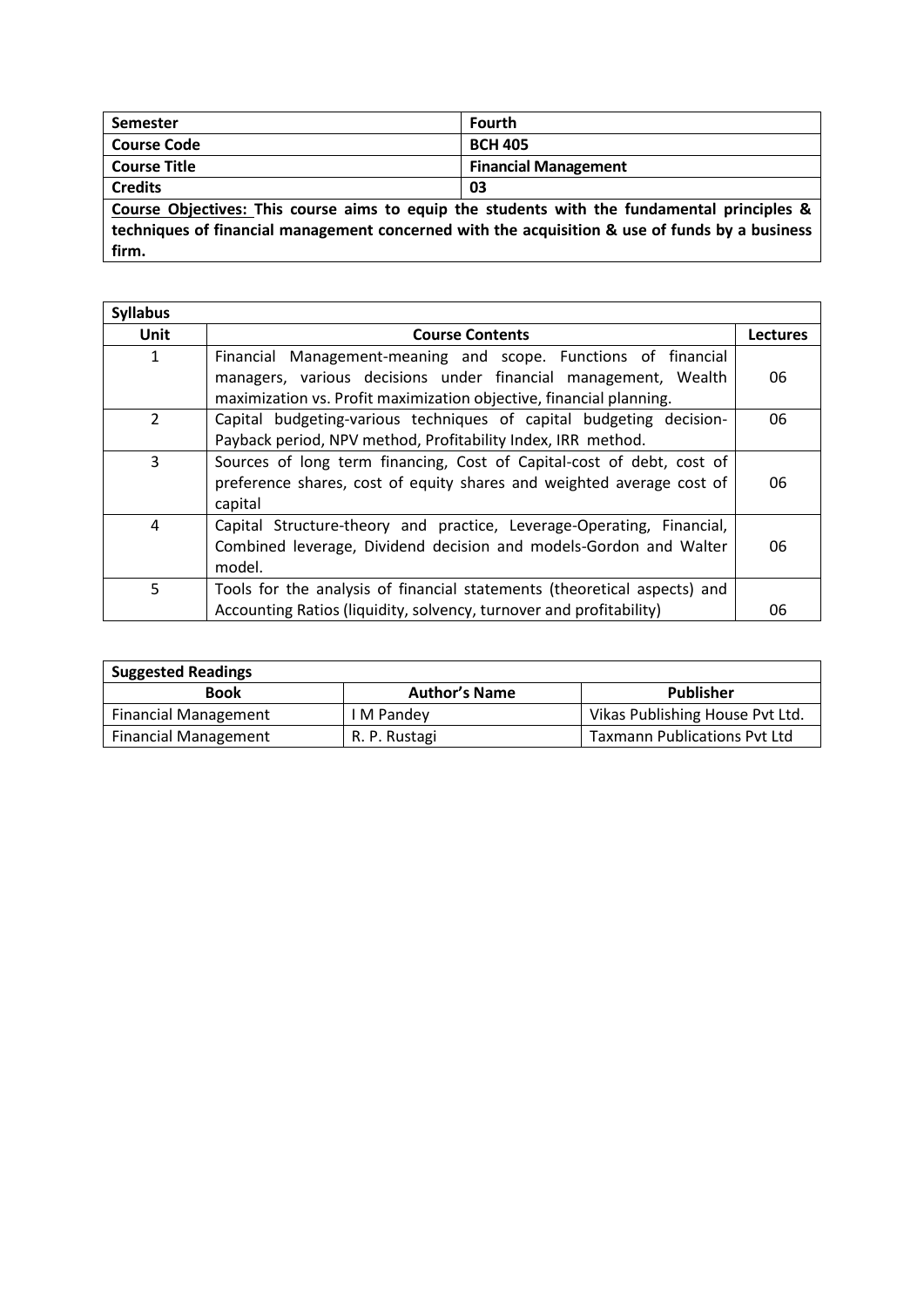| **Semester** | **Fourth** |
|---|---|
| **Course Code** | **BCH 405** |
| **Course Title** | **Financial Management** |
| **Credits** | **03** |

**Course Objectives: This course aims to equip the students with the fundamental principles & techniques of financial management concerned with the acquisition & use of funds by a business firm.**

**Syllabus**

| Unit | Course Contents | Lectures |
|---|---|---|
| 1 | Financial Management-meaning and scope. Functions of financial managers, various decisions under financial management, Wealth maximization vs. Profit maximization objective, financial planning. | 06 |
| 2 | Capital budgeting-various techniques of capital budgeting decision-Payback period, NPV method, Profitability Index, IRR method. | 06 |
| 3 | Sources of long term financing, Cost of Capital-cost of debt, cost of preference shares, cost of equity shares and weighted average cost of capital | 06 |
| 4 | Capital Structure-theory and practice, Leverage-Operating, Financial, Combined leverage, Dividend decision and models-Gordon and Walter model. | 06 |
| 5 | Tools for the analysis of financial statements (theoretical aspects) and Accounting Ratios (liquidity, solvency, turnover and profitability) | 06 |

**Suggested Readings**

| Book | Author's Name | Publisher |
|---|---|---|
| Financial Management | I M Pandey | Vikas Publishing House Pvt Ltd. |
| Financial Management | R. P. Rustagi | Taxmann Publications Pvt Ltd |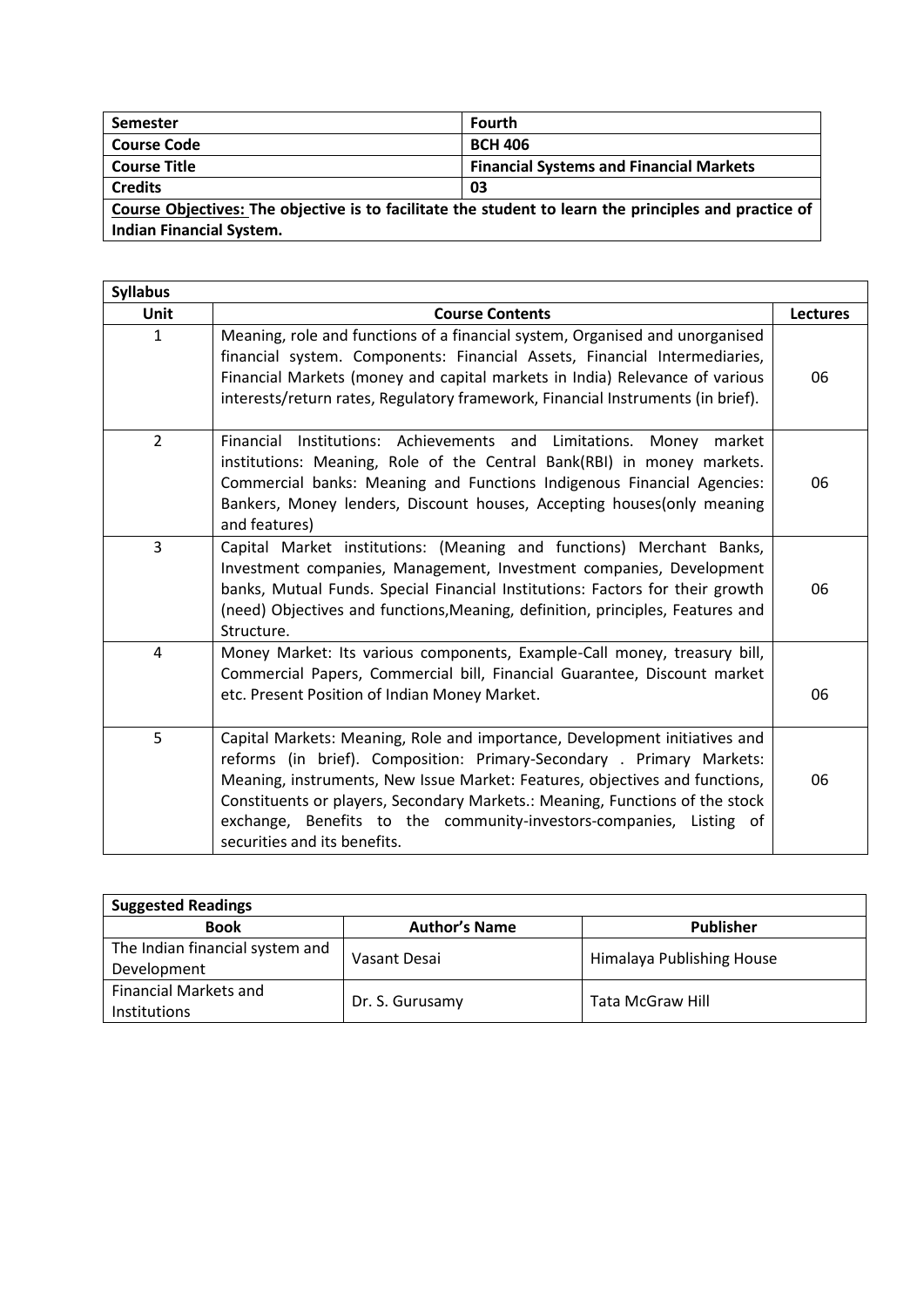| Semester | Fourth |
|---|---|
| Course Code | BCH 406 |
| Course Title | Financial Systems and Financial Markets |
| Credits | 03 |

**Course Objectives: The objective is to facilitate the student to learn the principles and practice of Indian Financial System.**

**Syllabus**

| Unit | Course Contents | Lectures |
|---|---|---|
| 1 | Meaning, role and functions of a financial system, Organised and unorganised financial system. Components: Financial Assets, Financial Intermediaries, Financial Markets (money and capital markets in India) Relevance of various interests/return rates, Regulatory framework, Financial Instruments (in brief). | 06 |
| 2 | Financial Institutions: Achievements and Limitations. Money market institutions: Meaning, Role of the Central Bank(RBI) in money markets. Commercial banks: Meaning and Functions Indigenous Financial Agencies: Bankers, Money lenders, Discount houses, Accepting houses(only meaning and features) | 06 |
| 3 | Capital Market institutions: (Meaning and functions) Merchant Banks, Investment companies, Management, Investment companies, Development banks, Mutual Funds. Special Financial Institutions: Factors for their growth (need) Objectives and functions,Meaning, definition, principles, Features and Structure. | 06 |
| 4 | Money Market: Its various components, Example-Call money, treasury bill, Commercial Papers, Commercial bill, Financial Guarantee, Discount market etc. Present Position of Indian Money Market. | 06 |
| 5 | Capital Markets: Meaning, Role and importance, Development initiatives and reforms (in brief). Composition: Primary-Secondary . Primary Markets: Meaning, instruments, New Issue Market: Features, objectives and functions, Constituents or players, Secondary Markets.: Meaning, Functions of the stock exchange, Benefits to the community-investors-companies, Listing of securities and its benefits. | 06 |

**Suggested Readings**

| Book | Author's Name | Publisher |
|---|---|---|
| The Indian financial system and Development | Vasant Desai | Himalaya Publishing House |
| Financial Markets and Institutions | Dr. S. Gurusamy | Tata McGraw Hill |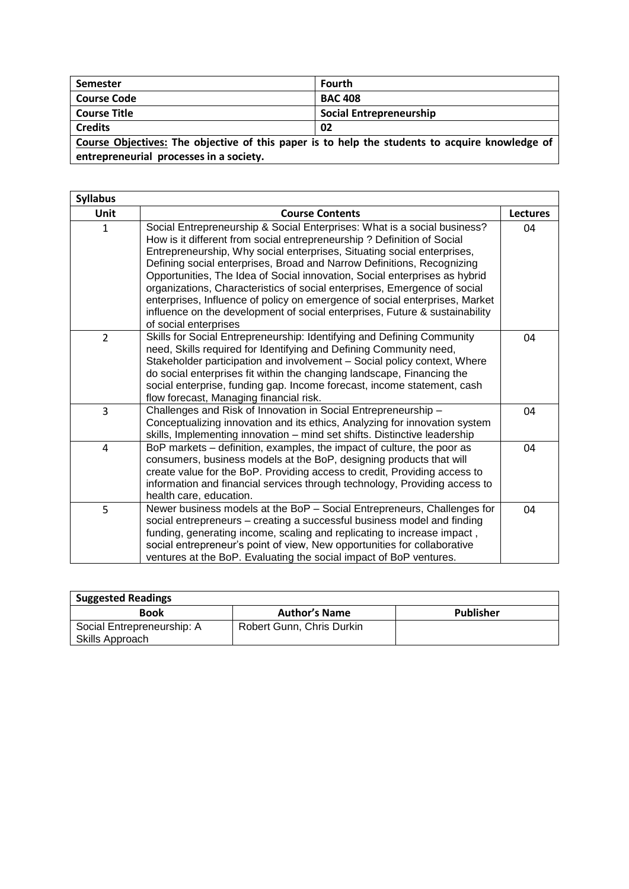| Semester | Fourth |
| --- | --- |
| Course Code | BAC 408 |
| Course Title | Social Entrepreneurship |
| Credits | 02 |

**Course Objectives:** The objective of this paper is to help the students to acquire knowledge of entrepreneurial processes in a society.

**Syllabus**

| Unit | Course Contents | Lectures |
| --- | --- | --- |
| 1 | Social Entrepreneurship & Social Enterprises: What is a social business? How is it different from social entrepreneurship ? Definition of Social Entrepreneurship, Why social enterprises, Situating social enterprises, Defining social enterprises, Broad and Narrow Definitions, Recognizing Opportunities, The Idea of Social innovation, Social enterprises as hybrid organizations, Characteristics of social enterprises, Emergence of social enterprises, Influence of policy on emergence of social enterprises, Market influence on the development of social enterprises, Future & sustainability of social enterprises | 04 |
| 2 | Skills for Social Entrepreneurship: Identifying and Defining Community need, Skills required for Identifying and Defining Community need, Stakeholder participation and involvement – Social policy context, Where do social enterprises fit within the changing landscape, Financing the social enterprise, funding gap. Income forecast, income statement, cash flow forecast, Managing financial risk. | 04 |
| 3 | Challenges and Risk of Innovation in Social Entrepreneurship – Conceptualizing innovation and its ethics, Analyzing for innovation system skills, Implementing innovation – mind set shifts. Distinctive leadership | 04 |
| 4 | BoP markets – definition, examples, the impact of culture, the poor as consumers, business models at the BoP, designing products that will create value for the BoP. Providing access to credit, Providing access to information and financial services through technology, Providing access to health care, education. | 04 |
| 5 | Newer business models at the BoP – Social Entrepreneurs, Challenges for social entrepreneurs – creating a successful business model and finding funding, generating income, scaling and replicating to increase impact , social entrepreneur's point of view, New opportunities for collaborative ventures at the BoP. Evaluating the social impact of BoP ventures. | 04 |

**Suggested Readings**

| Book | Author's Name | Publisher |
| --- | --- | --- |
| Social Entrepreneurship: A Skills Approach | Robert Gunn, Chris Durkin | |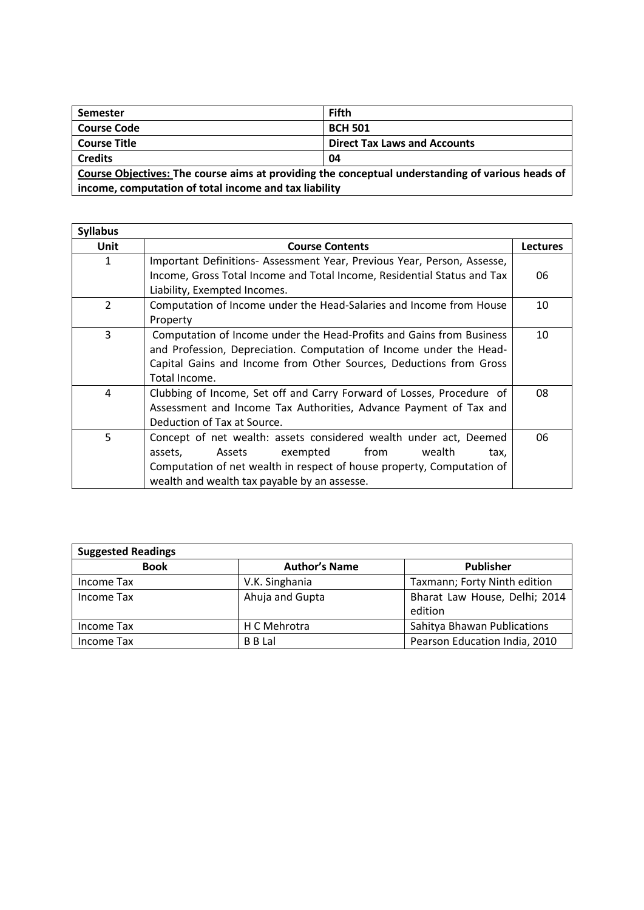| **Semester** | **Fifth** |
|---|---|
| **Course Code** | **BCH 501** |
| **Course Title** | **Direct Tax Laws and Accounts** |
| **Credits** | **04** |
| **<u>Course Objectives:</u> The course aims at providing the conceptual understanding of various heads of income, computation of total income and tax liability** | |

| **Syllabus** | | |
|---|---|---|
| **Unit** | **Course Contents** | **Lectures** |
| 1 | Important Definitions- Assessment Year, Previous Year, Person, Assesse, Income, Gross Total Income and Total Income, Residential Status and Tax Liability, Exempted Incomes. | 06 |
| 2 | Computation of Income under the Head-Salaries and Income from House Property | 10 |
| 3 | Computation of Income under the Head-Profits and Gains from Business and Profession, Depreciation. Computation of Income under the Head-Capital Gains and Income from Other Sources, Deductions from Gross Total Income. | 10 |
| 4 | Clubbing of Income, Set off and Carry Forward of Losses, Procedure of Assessment and Income Tax Authorities, Advance Payment of Tax and Deduction of Tax at Source. | 08 |
| 5 | Concept of net wealth: assets considered wealth under act, Deemed assets, Assets exempted from wealth tax, Computation of net wealth in respect of house property, Computation of wealth and wealth tax payable by an assesse. | 06 |

| **Suggested Readings** | | |
|---|---|---|
| **Book** | **Author's Name** | **Publisher** |
| Income Tax | V.K. Singhania | Taxmann; Forty Ninth edition |
| Income Tax | Ahuja and Gupta | Bharat Law House, Delhi; 2014 edition |
| Income Tax | H C Mehrotra | Sahitya Bhawan Publications |
| Income Tax | B B Lal | Pearson Education India, 2010 |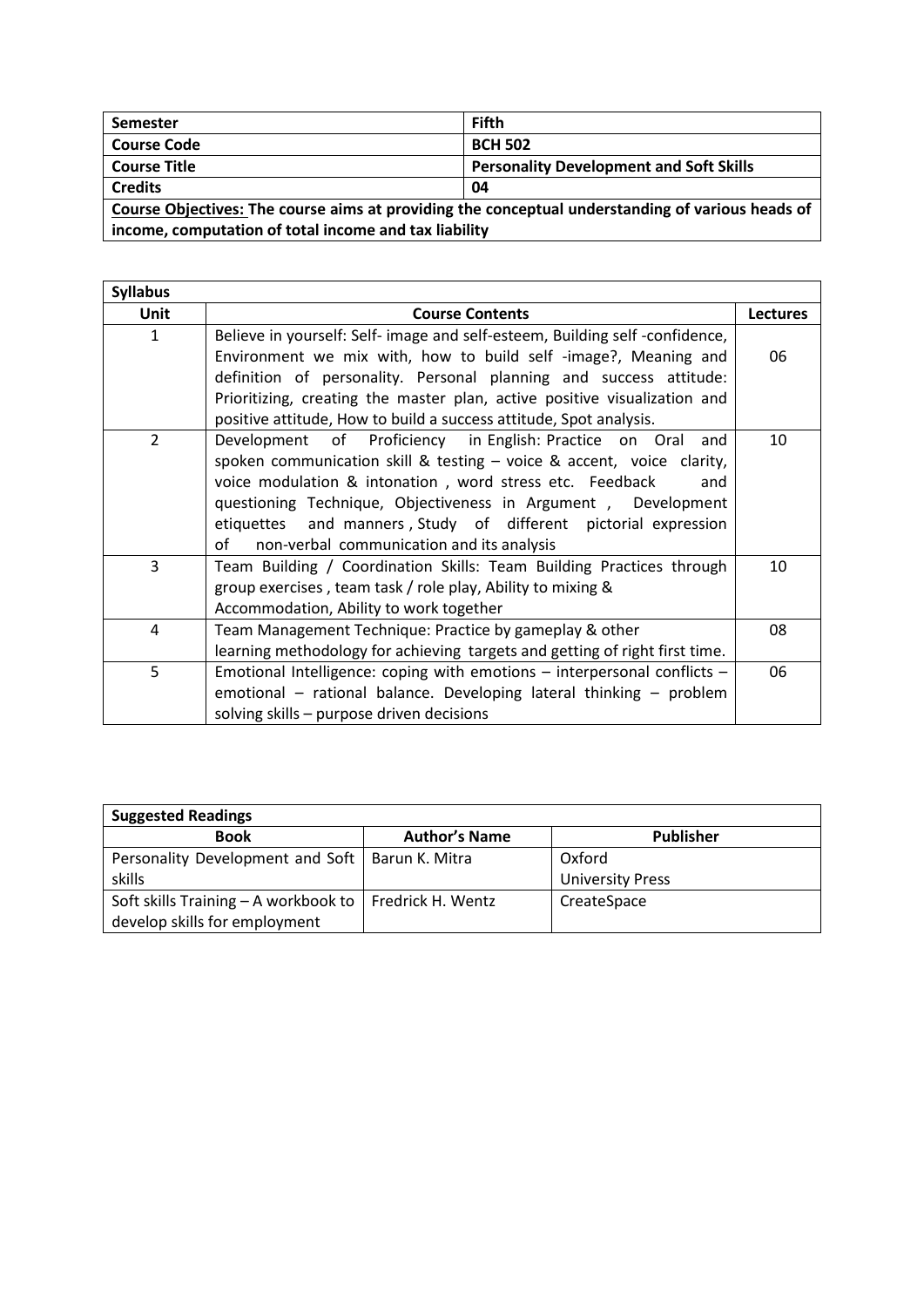| Semester | Fifth |
|---|---|
| **Course Code** | **BCH 502** |
| **Course Title** | **Personality Development and Soft Skills** |
| **Credits** | **04** |
| **Course Objectives: The course aims at providing the conceptual understanding of various heads of income, computation of total income and tax liability** | |

| Syllabus | | |
|---|---|---|
| **Unit** | **Course Contents** | **Lectures** |
| 1 | Believe in yourself: Self- image and self-esteem, Building self -confidence, Environment we mix with, how to build self -image?, Meaning and definition of personality. Personal planning and success attitude: Prioritizing, creating the master plan, active positive visualization and positive attitude, How to build a success attitude, Spot analysis. | 06 |
| 2 | Development of Proficiency in English: Practice on Oral and spoken communication skill & testing – voice & accent, voice clarity, voice modulation & intonation , word stress etc. Feedback and questioning Technique, Objectiveness in Argument , Development etiquettes and manners , Study of different pictorial expression of non-verbal communication and its analysis | 10 |
| 3 | Team Building / Coordination Skills: Team Building Practices through group exercises , team task / role play, Ability to mixing & Accommodation, Ability to work together | 10 |
| 4 | Team Management Technique: Practice by gameplay & other learning methodology for achieving targets and getting of right first time. | 08 |
| 5 | Emotional Intelligence: coping with emotions – interpersonal conflicts – emotional – rational balance. Developing lateral thinking – problem solving skills – purpose driven decisions | 06 |

| Suggested Readings | | |
|---|---|---|
| **Book** | **Author's Name** | **Publisher** |
| Personality Development and Soft skills | Barun K. Mitra | Oxford University Press |
| Soft skills Training – A workbook to develop skills for employment | Fredrick H. Wentz | CreateSpace |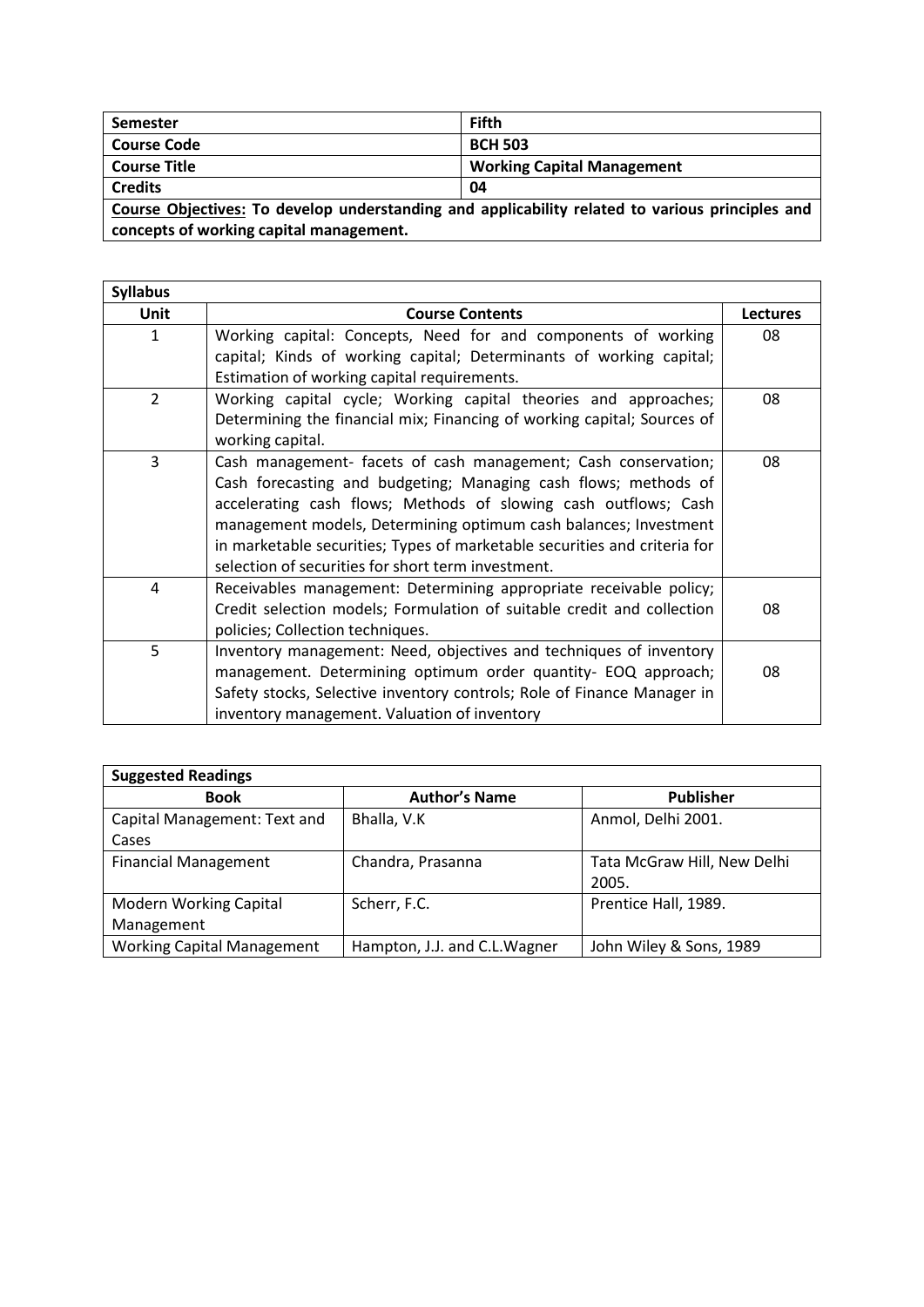| **Semester** | **Fifth** |
|---|---|
| **Course Code** | **BCH 503** |
| **Course Title** | **Working Capital Management** |
| **Credits** | **04** |

**Course Objectives: To develop understanding and applicability related to various principles and concepts of working capital management.**

| **Syllabus** | | |
|---|---|---|
| **Unit** | **Course Contents** | **Lectures** |
| 1 | Working capital: Concepts, Need for and components of working capital; Kinds of working capital; Determinants of working capital; Estimation of working capital requirements. | 08 |
| 2 | Working capital cycle; Working capital theories and approaches; Determining the financial mix; Financing of working capital; Sources of working capital. | 08 |
| 3 | Cash management- facets of cash management; Cash conservation; Cash forecasting and budgeting; Managing cash flows; methods of accelerating cash flows; Methods of slowing cash outflows; Cash management models, Determining optimum cash balances; Investment in marketable securities; Types of marketable securities and criteria for selection of securities for short term investment. | 08 |
| 4 | Receivables management: Determining appropriate receivable policy; Credit selection models; Formulation of suitable credit and collection policies; Collection techniques. | 08 |
| 5 | Inventory management: Need, objectives and techniques of inventory management. Determining optimum order quantity- EOQ approach; Safety stocks, Selective inventory controls; Role of Finance Manager in inventory management. Valuation of inventory | 08 |

| **Suggested Readings** | | |
|---|---|---|
| **Book** | **Author's Name** | **Publisher** |
| Capital Management: Text and Cases | Bhalla, V.K | Anmol, Delhi 2001. |
| Financial Management | Chandra, Prasanna | Tata McGraw Hill, New Delhi 2005. |
| Modern Working Capital Management | Scherr, F.C. | Prentice Hall, 1989. |
| Working Capital Management | Hampton, J.J. and C.L.Wagner | John Wiley & Sons, 1989 |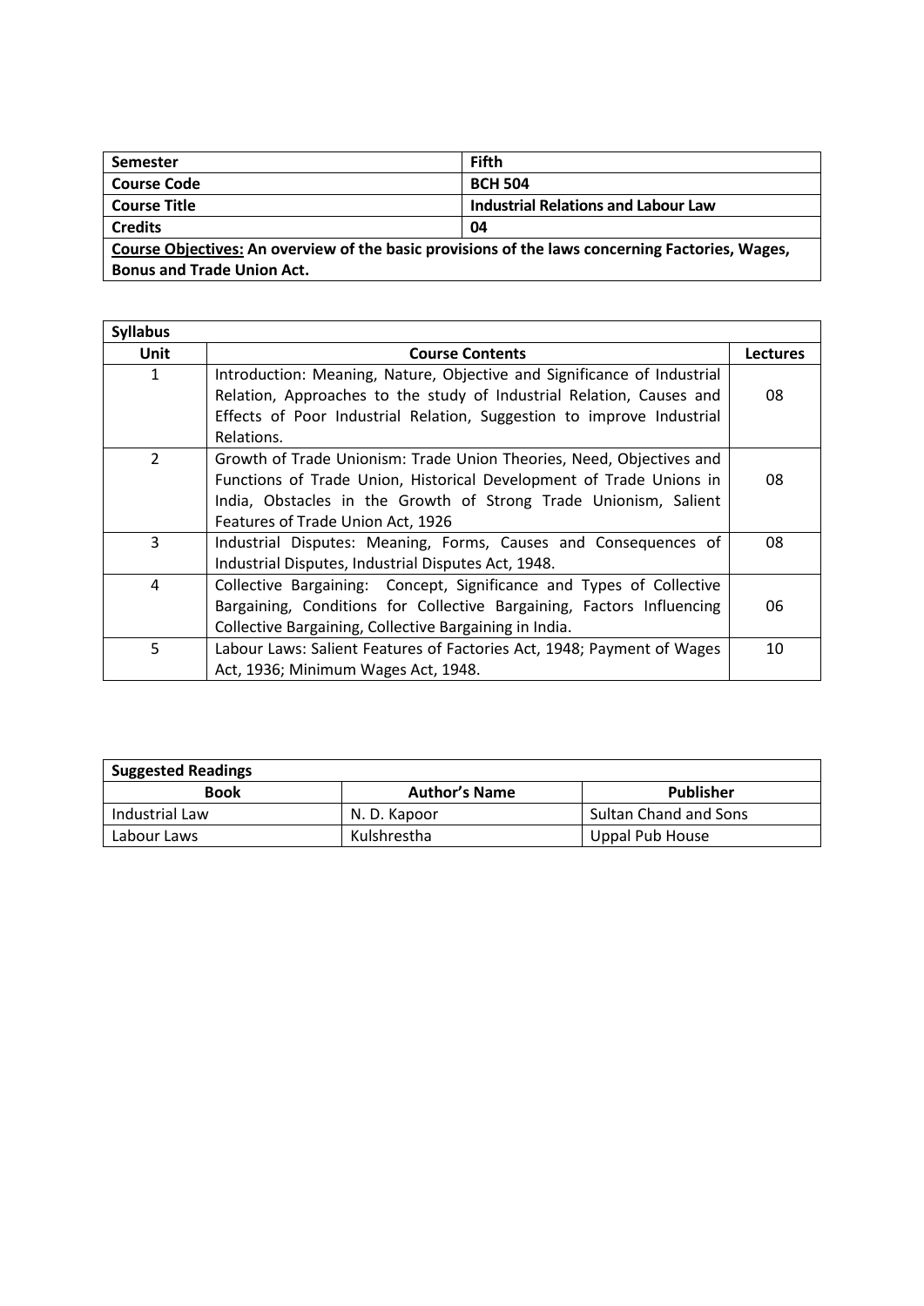| **Semester** | **Fifth** |
|---|---|
| **Course Code** | **BCH 504** |
| **Course Title** | **Industrial Relations and Labour Law** |
| **Credits** | **04** |

**Course Objectives: An overview of the basic provisions of the laws concerning Factories, Wages, Bonus and Trade Union Act.**

**Syllabus**

| **Unit** | **Course Contents** | **Lectures** |
|---|---|---|
| 1 | Introduction: Meaning, Nature, Objective and Significance of Industrial Relation, Approaches to the study of Industrial Relation, Causes and Effects of Poor Industrial Relation, Suggestion to improve Industrial Relations. | 08 |
| 2 | Growth of Trade Unionism: Trade Union Theories, Need, Objectives and Functions of Trade Union, Historical Development of Trade Unions in India, Obstacles in the Growth of Strong Trade Unionism, Salient Features of Trade Union Act, 1926 | 08 |
| 3 | Industrial Disputes: Meaning, Forms, Causes and Consequences of Industrial Disputes, Industrial Disputes Act, 1948. | 08 |
| 4 | Collective Bargaining: Concept, Significance and Types of Collective Bargaining, Conditions for Collective Bargaining, Factors Influencing Collective Bargaining, Collective Bargaining in India. | 06 |
| 5 | Labour Laws: Salient Features of Factories Act, 1948; Payment of Wages Act, 1936; Minimum Wages Act, 1948. | 10 |

**Suggested Readings**

| **Book** | **Author's Name** | **Publisher** |
|---|---|---|
| Industrial Law | N. D. Kapoor | Sultan Chand and Sons |
| Labour Laws | Kulshrestha | Uppal Pub House |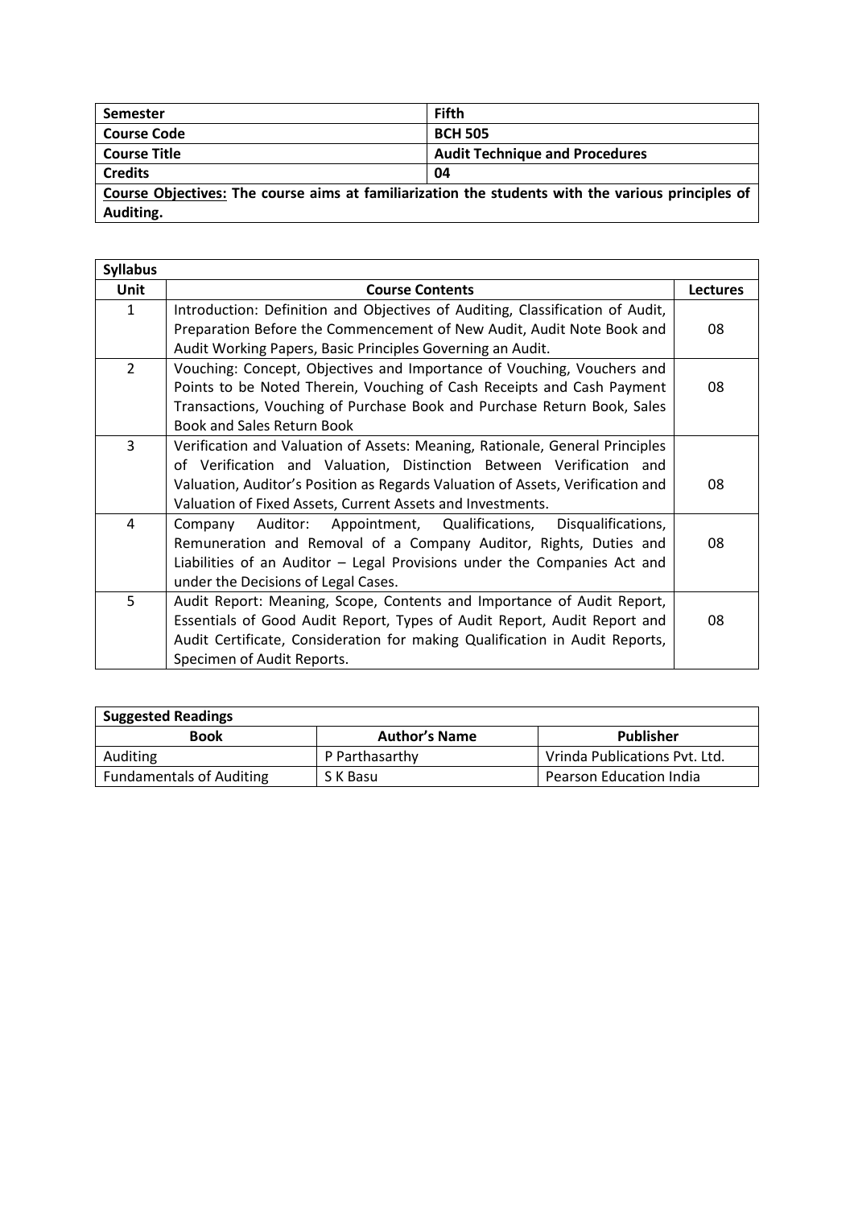| **Semester** | **Fifth** |
|---|---|
| **Course Code** | **BCH 505** |
| **Course Title** | **Audit Technique and Procedures** |
| **Credits** | **04** |
| **<u>Course Objectives:</u> The course aims at familiarization the students with the various principles of Auditing.** | |

| **Syllabus** | | |
|---|---|---|
| **Unit** | **Course Contents** | **Lectures** |
| 1 | Introduction: Definition and Objectives of Auditing, Classification of Audit, Preparation Before the Commencement of New Audit, Audit Note Book and Audit Working Papers, Basic Principles Governing an Audit. | 08 |
| 2 | Vouching: Concept, Objectives and Importance of Vouching, Vouchers and Points to be Noted Therein, Vouching of Cash Receipts and Cash Payment Transactions, Vouching of Purchase Book and Purchase Return Book, Sales Book and Sales Return Book | 08 |
| 3 | Verification and Valuation of Assets: Meaning, Rationale, General Principles of Verification and Valuation, Distinction Between Verification and Valuation, Auditor's Position as Regards Valuation of Assets, Verification and Valuation of Fixed Assets, Current Assets and Investments. | 08 |
| 4 | Company Auditor: Appointment, Qualifications, Disqualifications, Remuneration and Removal of a Company Auditor, Rights, Duties and Liabilities of an Auditor – Legal Provisions under the Companies Act and under the Decisions of Legal Cases. | 08 |
| 5 | Audit Report: Meaning, Scope, Contents and Importance of Audit Report, Essentials of Good Audit Report, Types of Audit Report, Audit Report and Audit Certificate, Consideration for making Qualification in Audit Reports, Specimen of Audit Reports. | 08 |

| **Suggested Readings** | | |
|---|---|---|
| **Book** | **Author's Name** | **Publisher** |
| Auditing | P Parthasarthy | Vrinda Publications Pvt. Ltd. |
| Fundamentals of Auditing | S K Basu | Pearson Education India |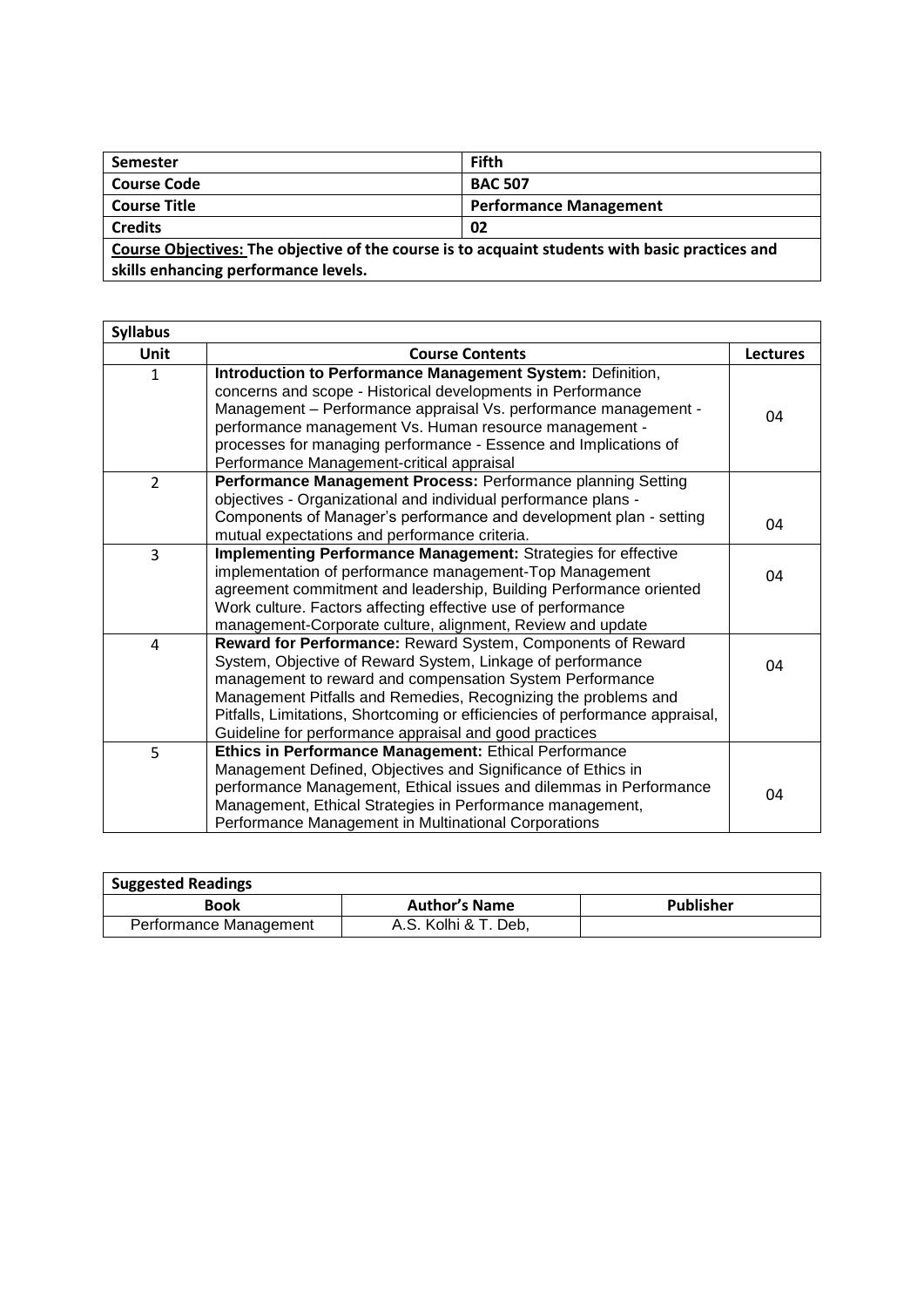| Semester | Fifth |
|---|---|
| **Course Code** | **BAC 507** |
| **Course Title** | **Performance Management** |
| **Credits** | **02** |

**<u>Course Objectives:</u> The objective of the course is to acquaint students with basic practices and skills enhancing performance levels.**

**Syllabus**

| Unit | Course Contents | Lectures |
|---|---|---|
| 1 | **Introduction to Performance Management System:** Definition, concerns and scope - Historical developments in Performance Management – Performance appraisal Vs. performance management - performance management Vs. Human resource management - processes for managing performance - Essence and Implications of Performance Management-critical appraisal | 04 |
| 2 | **Performance Management Process:** Performance planning Setting objectives - Organizational and individual performance plans - Components of Manager's performance and development plan - setting mutual expectations and performance criteria. | 04 |
| 3 | **Implementing Performance Management:** Strategies for effective implementation of performance management-Top Management agreement commitment and leadership, Building Performance oriented Work culture. Factors affecting effective use of performance management-Corporate culture, alignment, Review and update | 04 |
| 4 | **Reward for Performance:** Reward System, Components of Reward System, Objective of Reward System, Linkage of performance management to reward and compensation System Performance Management Pitfalls and Remedies, Recognizing the problems and Pitfalls, Limitations, Shortcoming or efficiencies of performance appraisal, Guideline for performance appraisal and good practices | 04 |
| 5 | **Ethics in Performance Management:** Ethical Performance Management Defined, Objectives and Significance of Ethics in performance Management, Ethical issues and dilemmas in Performance Management, Ethical Strategies in Performance management, Performance Management in Multinational Corporations | 04 |

**Suggested Readings**

| Book | Author's Name | Publisher |
|---|---|---|
| Performance Management | A.S. Kolhi & T. Deb, | |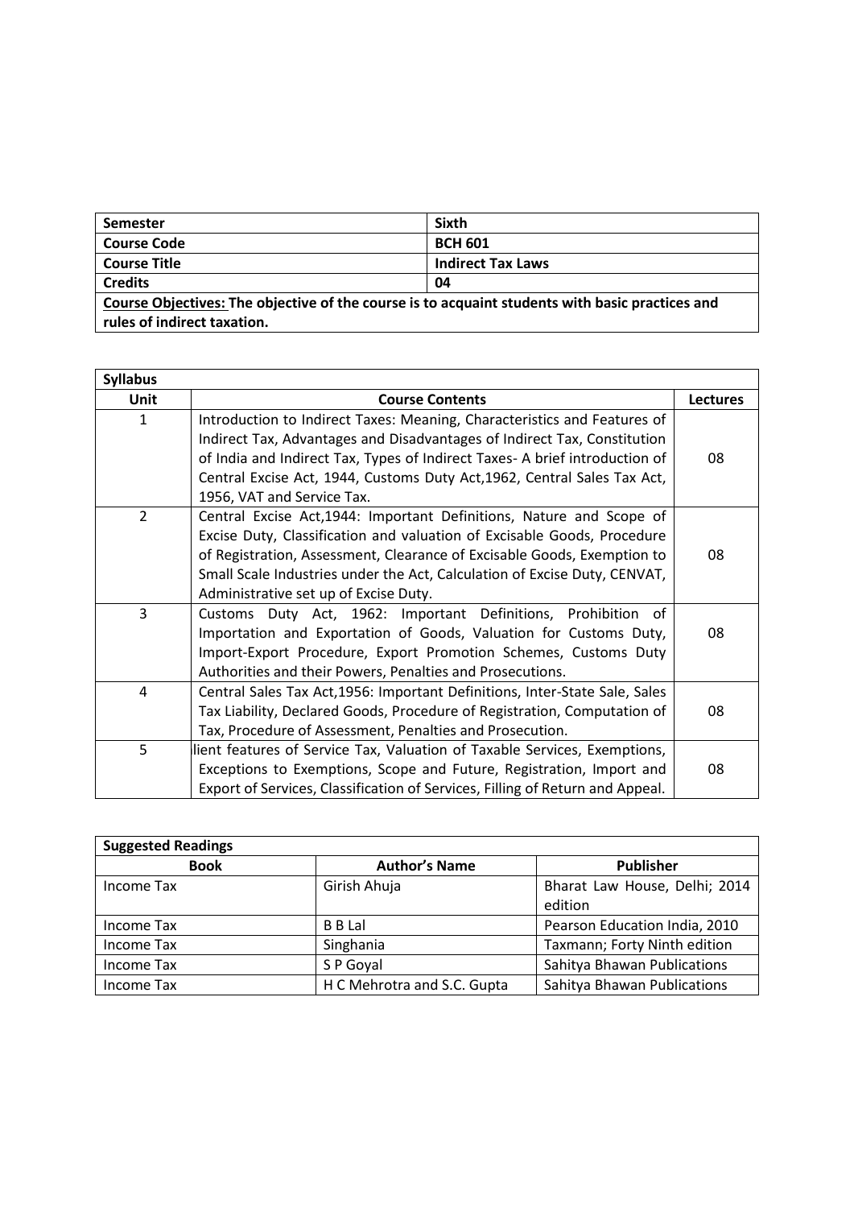| **Semester** | **Sixth** |
|---|---|
| **Course Code** | **BCH 601** |
| **Course Title** | **Indirect Tax Laws** |
| **Credits** | **04** |
| **Course Objectives: The objective of the course is to acquaint students with basic practices and rules of indirect taxation.** | |

| **Syllabus** | | |
|---|---|---|
| **Unit** | **Course Contents** | **Lectures** |
| 1 | Introduction to Indirect Taxes: Meaning, Characteristics and Features of Indirect Tax, Advantages and Disadvantages of Indirect Tax, Constitution of India and Indirect Tax, Types of Indirect Taxes- A brief introduction of Central Excise Act, 1944, Customs Duty Act,1962, Central Sales Tax Act, 1956, VAT and Service Tax. | 08 |
| 2 | Central Excise Act,1944: Important Definitions, Nature and Scope of Excise Duty, Classification and valuation of Excisable Goods, Procedure of Registration, Assessment, Clearance of Excisable Goods, Exemption to Small Scale Industries under the Act, Calculation of Excise Duty, CENVAT, Administrative set up of Excise Duty. | 08 |
| 3 | Customs Duty Act, 1962: Important Definitions, Prohibition of Importation and Exportation of Goods, Valuation for Customs Duty, Import-Export Procedure, Export Promotion Schemes, Customs Duty Authorities and their Powers, Penalties and Prosecutions. | 08 |
| 4 | Central Sales Tax Act,1956: Important Definitions, Inter-State Sale, Sales Tax Liability, Declared Goods, Procedure of Registration, Computation of Tax, Procedure of Assessment, Penalties and Prosecution. | 08 |
| 5 | lient features of Service Tax, Valuation of Taxable Services, Exemptions, Exceptions to Exemptions, Scope and Future, Registration, Import and Export of Services, Classification of Services, Filling of Return and Appeal. | 08 |

| **Suggested Readings** | | |
|---|---|---|
| **Book** | **Author's Name** | **Publisher** |
| Income Tax | Girish Ahuja | Bharat Law House, Delhi; 2014 edition |
| Income Tax | B B Lal | Pearson Education India, 2010 |
| Income Tax | Singhania | Taxmann; Forty Ninth edition |
| Income Tax | S P Goyal | Sahitya Bhawan Publications |
| Income Tax | H C Mehrotra and S.C. Gupta | Sahitya Bhawan Publications |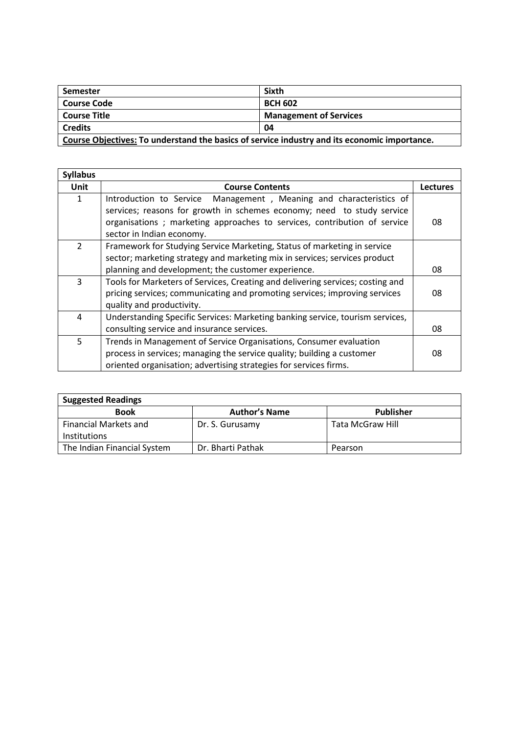| Semester | Sixth |
|---|---|
| **Course Code** | **BCH 602** |
| **Course Title** | **Management of Services** |
| **Credits** | **04** |

**Course Objectives:** **To understand the basics of service industry and its economic importance.**

**Syllabus**

| Unit | Course Contents | Lectures |
|---|---|---|
| 1 | Introduction to Service Management , Meaning and characteristics of services; reasons for growth in schemes economy; need to study service organisations ; marketing approaches to services, contribution of service sector in Indian economy. | 08 |
| 2 | Framework for Studying Service Marketing, Status of marketing in service sector; marketing strategy and marketing mix in services; services product planning and development; the customer experience. | 08 |
| 3 | Tools for Marketers of Services, Creating and delivering services; costing and pricing services; communicating and promoting services; improving services quality and productivity. | 08 |
| 4 | Understanding Specific Services: Marketing banking service, tourism services, consulting service and insurance services. | 08 |
| 5 | Trends in Management of Service Organisations, Consumer evaluation process in services; managing the service quality; building a customer oriented organisation; advertising strategies for services firms. | 08 |

**Suggested Readings**

| Book | Author's Name | Publisher |
|---|---|---|
| Financial Markets and Institutions | Dr. S. Gurusamy | Tata McGraw Hill |
| The Indian Financial System | Dr. Bharti Pathak | Pearson |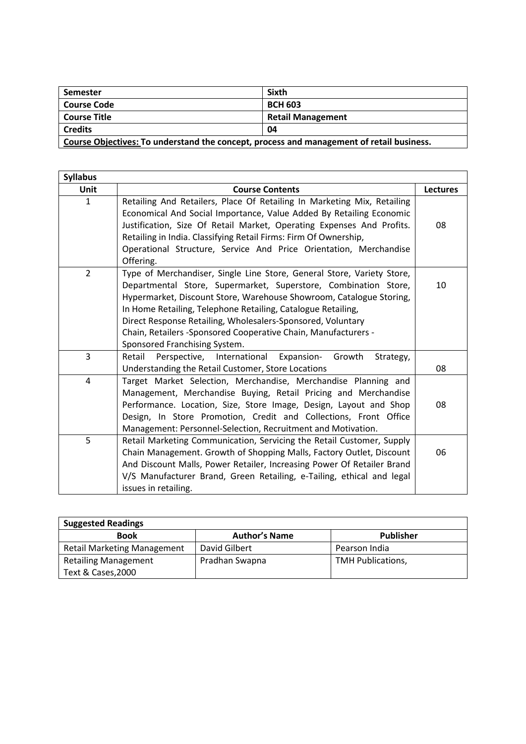| Semester | Sixth |
|---|---|
| Course Code | BCH 603 |
| Course Title | Retail Management |
| Credits | 04 |
| **Course Objectives:** To understand the concept, process and management of retail business. | |

| Syllabus | | |
|---|---|---|
| **Unit** | **Course Contents** | **Lectures** |
| 1 | Retailing And Retailers, Place Of Retailing In Marketing Mix, Retailing Economical And Social Importance, Value Added By Retailing Economic Justification, Size Of Retail Market, Operating Expenses And Profits. Retailing in India. Classifying Retail Firms: Firm Of Ownership, Operational Structure, Service And Price Orientation, Merchandise Offering. | 08 |
| 2 | Type of Merchandiser, Single Line Store, General Store, Variety Store, Departmental Store, Supermarket, Superstore, Combination Store, Hypermarket, Discount Store, Warehouse Showroom, Catalogue Storing, In Home Retailing, Telephone Retailing, Catalogue Retailing, Direct Response Retailing, Wholesalers-Sponsored, Voluntary Chain, Retailers -Sponsored Cooperative Chain, Manufacturers - Sponsored Franchising System. | 10 |
| 3 | Retail Perspective, International Expansion- Growth Strategy, Understanding the Retail Customer, Store Locations | 08 |
| 4 | Target Market Selection, Merchandise, Merchandise Planning and Management, Merchandise Buying, Retail Pricing and Merchandise Performance. Location, Size, Store Image, Design, Layout and Shop Design, In Store Promotion, Credit and Collections, Front Office Management: Personnel-Selection, Recruitment and Motivation. | 08 |
| 5 | Retail Marketing Communication, Servicing the Retail Customer, Supply Chain Management. Growth of Shopping Malls, Factory Outlet, Discount And Discount Malls, Power Retailer, Increasing Power Of Retailer Brand V/S Manufacturer Brand, Green Retailing, e-Tailing, ethical and legal issues in retailing. | 06 |

| Suggested Readings | | |
|---|---|---|
| **Book** | **Author's Name** | **Publisher** |
| Retail Marketing Management | David Gilbert | Pearson India |
| Retailing Management Text & Cases,2000 | Pradhan Swapna | TMH Publications, |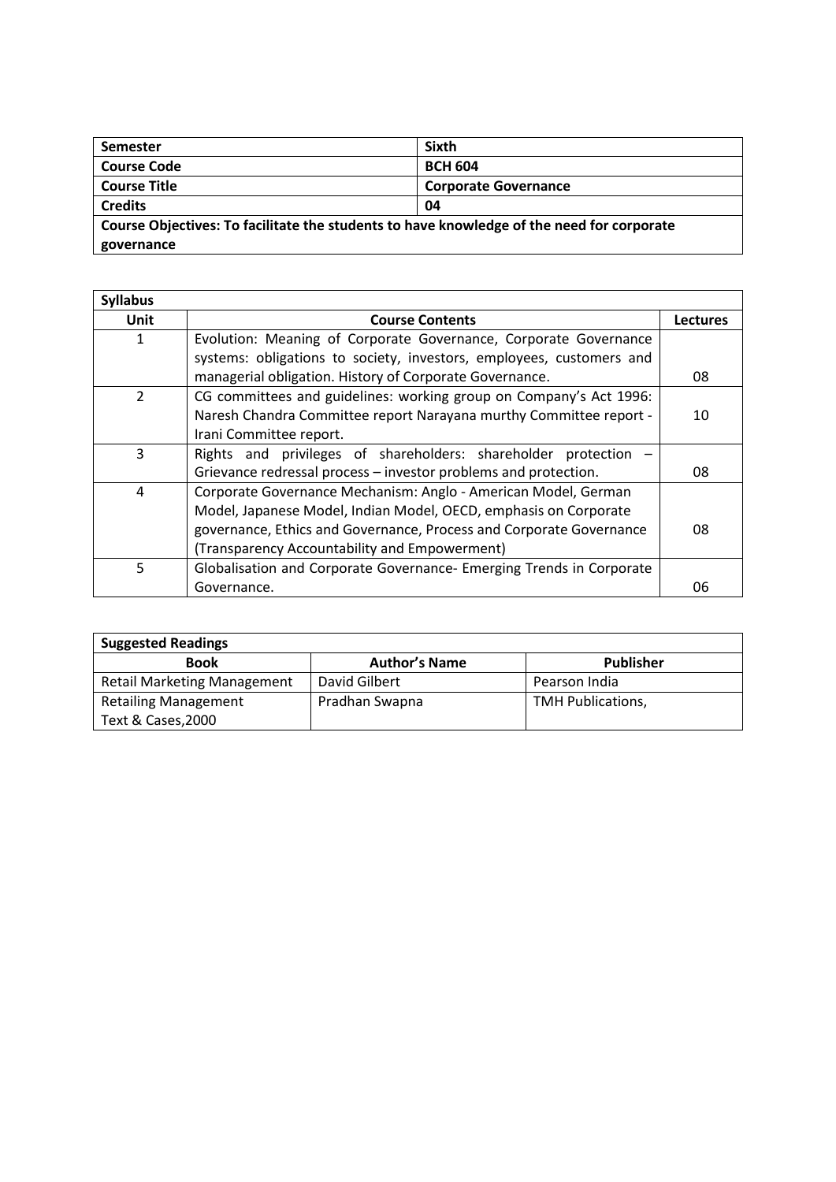| Semester | Sixth |
|---|---|
| **Course Code** | **BCH 604** |
| **Course Title** | **Corporate Governance** |
| **Credits** | **04** |
| **Course Objectives: To facilitate the students to have knowledge of the need for corporate governance** | |

| **Syllabus** | | |
|---|---|---|
| **Unit** | **Course Contents** | **Lectures** |
| 1 | Evolution: Meaning of Corporate Governance, Corporate Governance systems: obligations to society, investors, employees, customers and managerial obligation. History of Corporate Governance. | 08 |
| 2 | CG committees and guidelines: working group on Company's Act 1996: Naresh Chandra Committee report Narayana murthy Committee report - Irani Committee report. | 10 |
| 3 | Rights and privileges of shareholders: shareholder protection – Grievance redressal process – investor problems and protection. | 08 |
| 4 | Corporate Governance Mechanism: Anglo - American Model, German Model, Japanese Model, Indian Model, OECD, emphasis on Corporate governance, Ethics and Governance, Process and Corporate Governance (Transparency Accountability and Empowerment) | 08 |
| 5 | Globalisation and Corporate Governance- Emerging Trends in Corporate Governance. | 06 |

| **Suggested Readings** | | |
|---|---|---|
| **Book** | **Author's Name** | **Publisher** |
| Retail Marketing Management | David Gilbert | Pearson India |
| Retailing Management Text & Cases,2000 | Pradhan Swapna | TMH Publications, |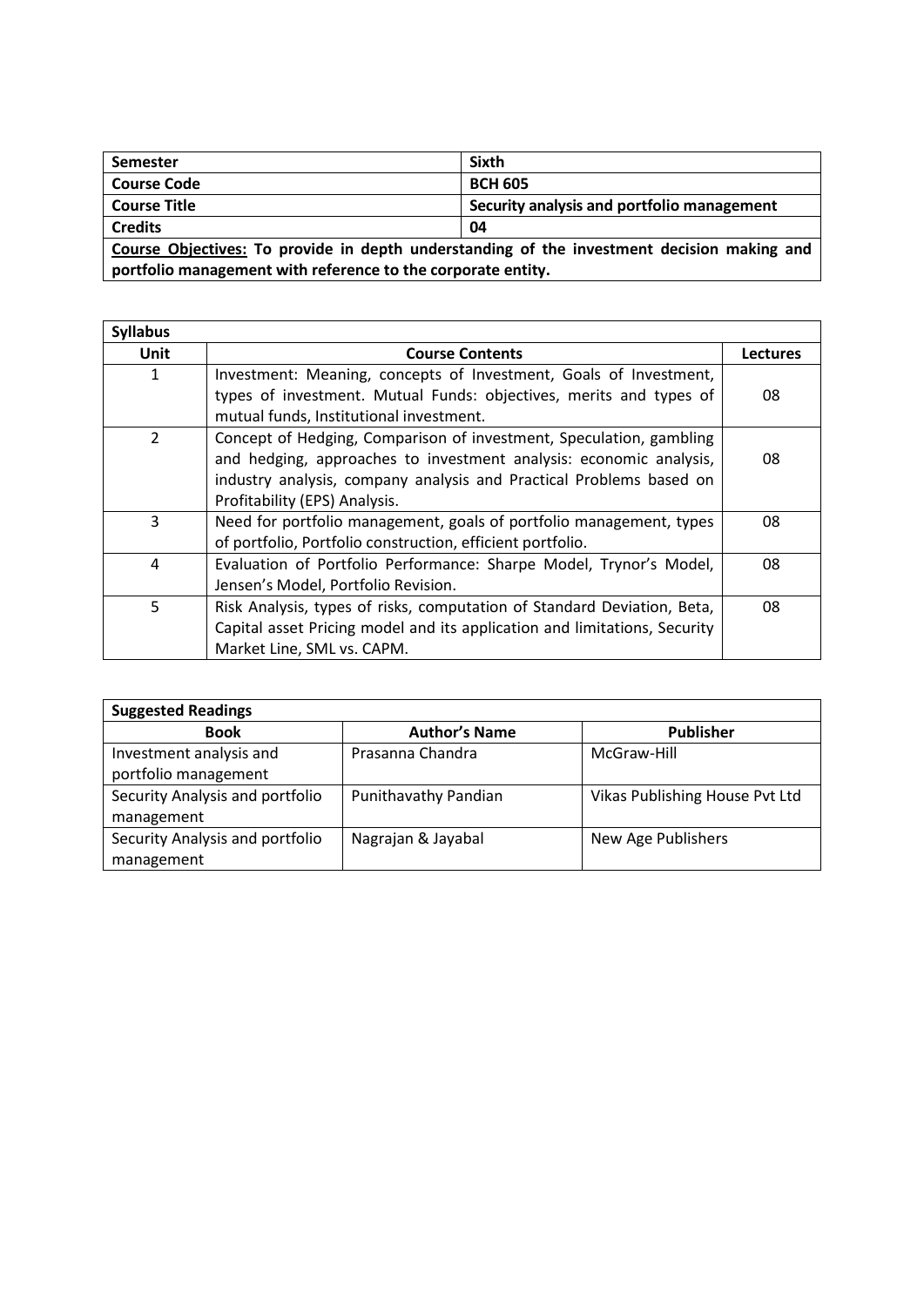| Semester | Sixth |
|---|---|
| **Course Code** | **BCH 605** |
| **Course Title** | **Security analysis and portfolio management** |
| **Credits** | **04** |

**<u>Course Objectives:</u> To provide in depth understanding of the investment decision making and portfolio management with reference to the corporate entity.**

**Syllabus**

| Unit | Course Contents | Lectures |
|---|---|---|
| 1 | Investment: Meaning, concepts of Investment, Goals of Investment, types of investment. Mutual Funds: objectives, merits and types of mutual funds, Institutional investment. | 08 |
| 2 | Concept of Hedging, Comparison of investment, Speculation, gambling and hedging, approaches to investment analysis: economic analysis, industry analysis, company analysis and Practical Problems based on Profitability (EPS) Analysis. | 08 |
| 3 | Need for portfolio management, goals of portfolio management, types of portfolio, Portfolio construction, efficient portfolio. | 08 |
| 4 | Evaluation of Portfolio Performance: Sharpe Model, Trynor's Model, Jensen's Model, Portfolio Revision. | 08 |
| 5 | Risk Analysis, types of risks, computation of Standard Deviation, Beta, Capital asset Pricing model and its application and limitations, Security Market Line, SML vs. CAPM. | 08 |

**Suggested Readings**

| Book | Author's Name | Publisher |
|---|---|---|
| Investment analysis and portfolio management | Prasanna Chandra | McGraw-Hill |
| Security Analysis and portfolio management | Punithavathy Pandian | Vikas Publishing House Pvt Ltd |
| Security Analysis and portfolio management | Nagrajan & Jayabal | New Age Publishers |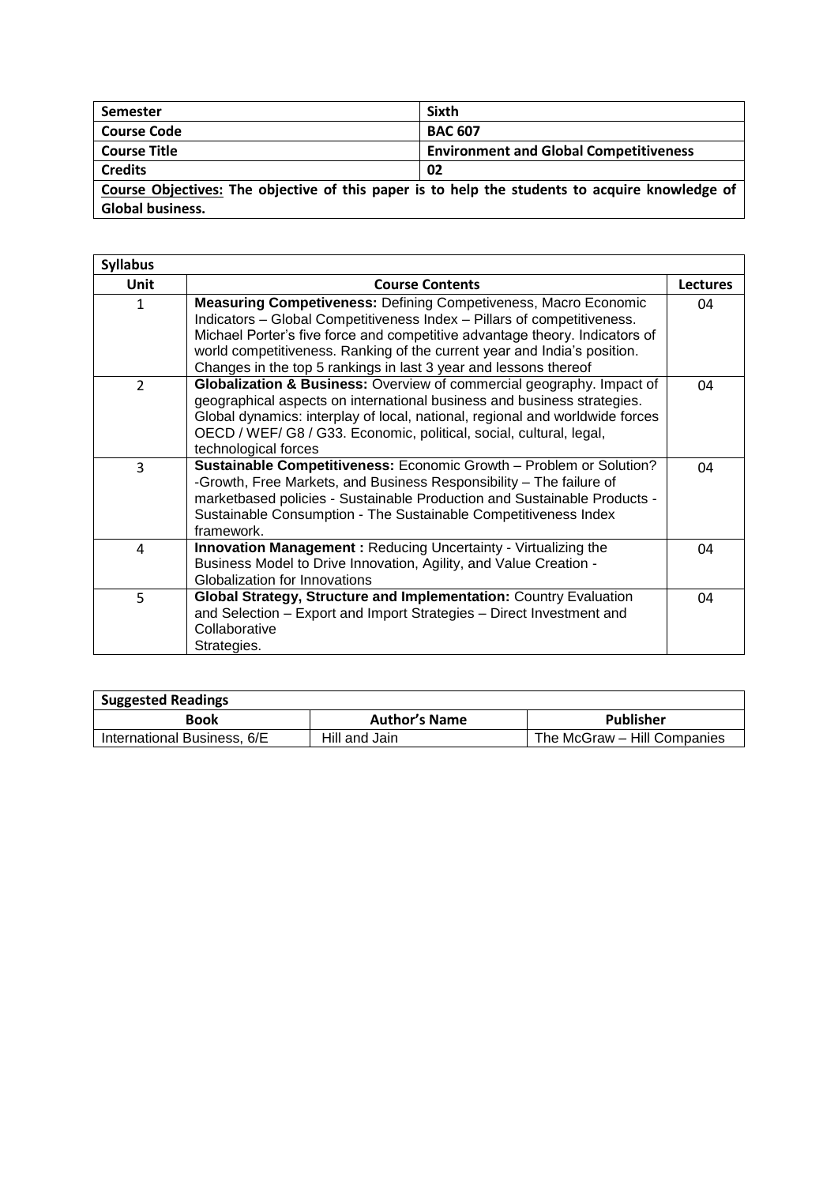| | |
|---|---|
| **Semester** | **Sixth** |
| **Course Code** | **BAC 607** |
| **Course Title** | **Environment and Global Competitiveness** |
| **Credits** | **02** |

**<u>Course Objectives:</u> The objective of this paper is to help the students to acquire knowledge of Global business.**

**Syllabus**

| **Unit** | **Course Contents** | **Lectures** |
|---|---|---|
| 1 | **Measuring Competiveness:** Defining Competiveness, Macro Economic Indicators – Global Competitiveness Index – Pillars of competitiveness. Michael Porter's five force and competitive advantage theory. Indicators of world competitiveness. Ranking of the current year and India's position. Changes in the top 5 rankings in last 3 year and lessons thereof | 04 |
| 2 | **Globalization & Business:** Overview of commercial geography. Impact of geographical aspects on international business and business strategies. Global dynamics: interplay of local, national, regional and worldwide forces OECD / WEF/ G8 / G33. Economic, political, social, cultural, legal, technological forces | 04 |
| 3 | **Sustainable Competitiveness:** Economic Growth – Problem or Solution? -Growth, Free Markets, and Business Responsibility – The failure of marketbased policies - Sustainable Production and Sustainable Products - Sustainable Consumption - The Sustainable Competitiveness Index framework. | 04 |
| 4 | **Innovation Management :** Reducing Uncertainty - Virtualizing the Business Model to Drive Innovation, Agility, and Value Creation - Globalization for Innovations | 04 |
| 5 | **Global Strategy, Structure and Implementation:** Country Evaluation and Selection – Export and Import Strategies – Direct Investment and Collaborative Strategies. | 04 |

**Suggested Readings**

| **Book** | **Author's Name** | **Publisher** |
|---|---|---|
| International Business, 6/E | Hill and Jain | The McGraw – Hill Companies |